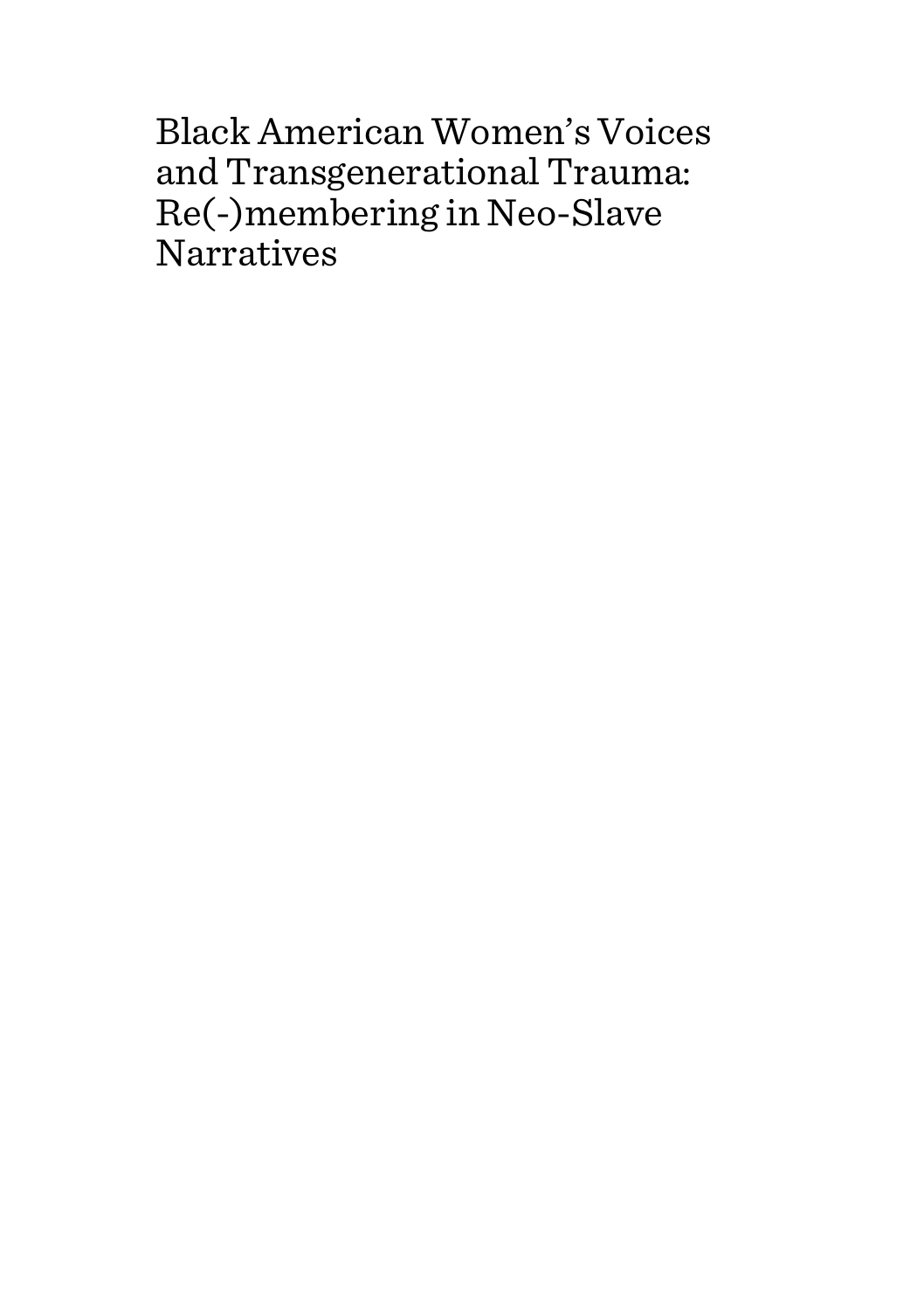# Black American Women's Voices and Transgenerational Trauma: Re(-)membering in Neo-Slave Narratives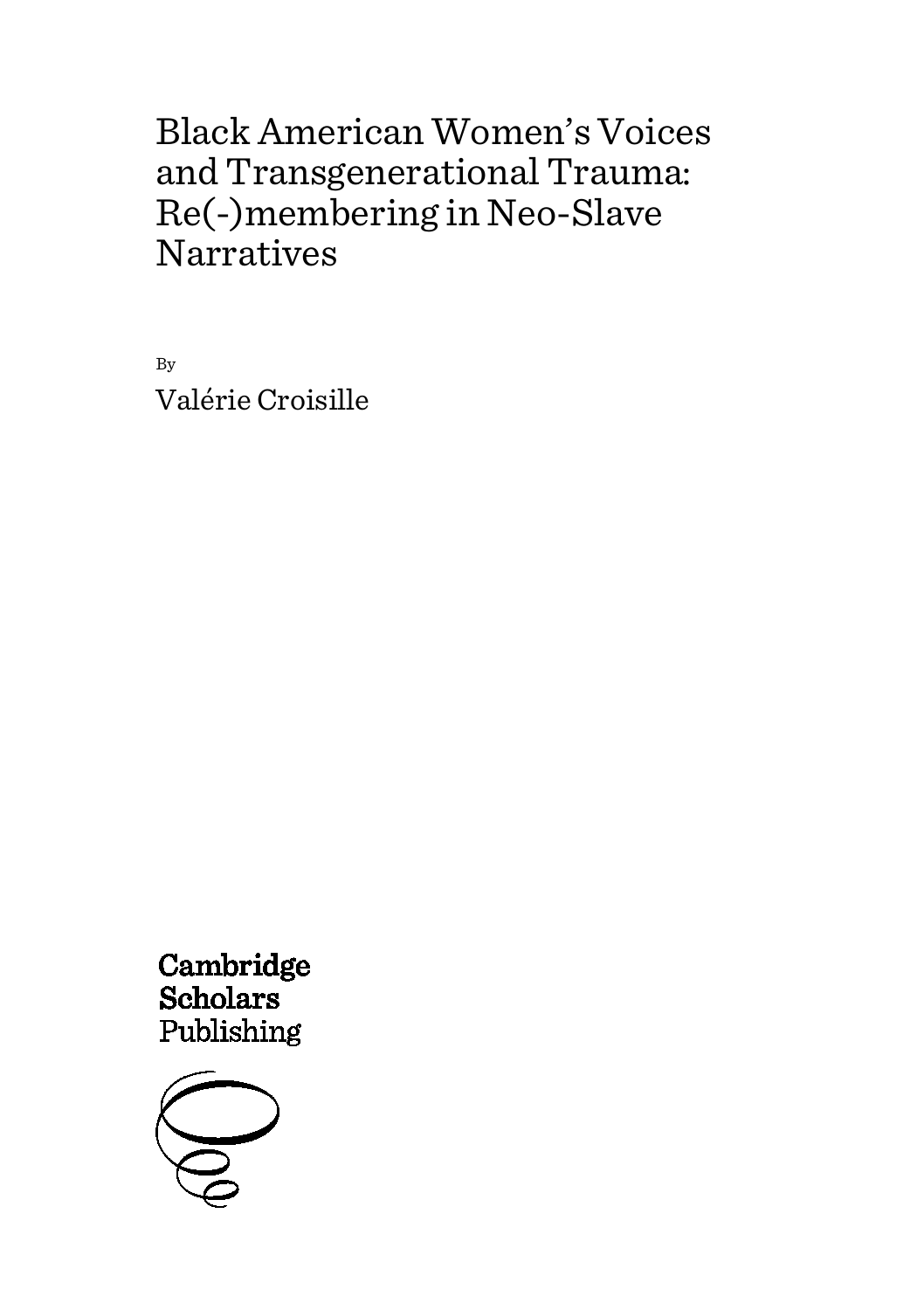# Black American Women's Voices and Transgenerational Trauma: Re(-)membering in Neo-Slave Narratives

By

Valérie Croisille

Cambridge Scholars Publishing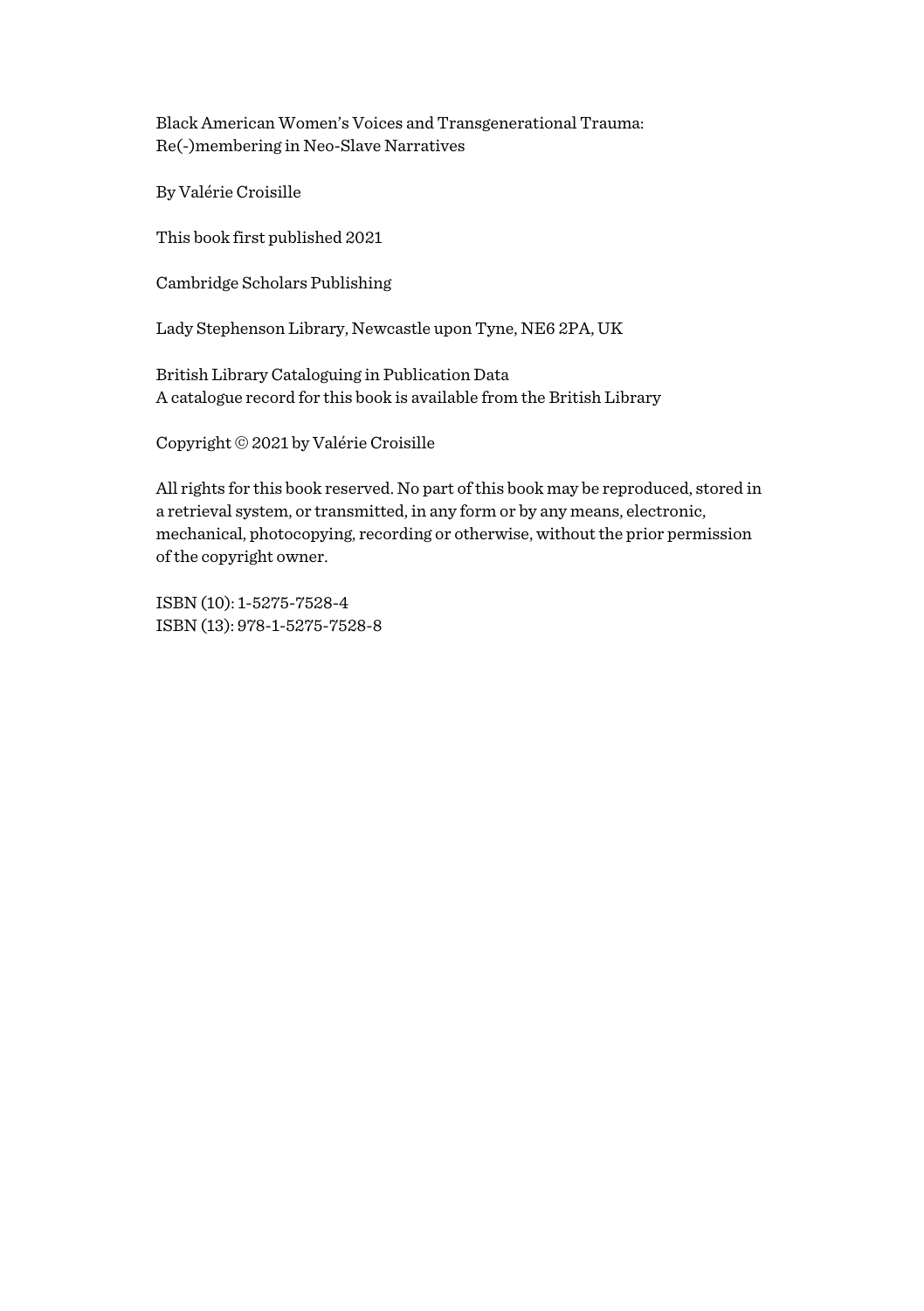Black American Women's Voices and Transgenerational Trauma: Re(-)membering in Neo-Slave Narratives

By Valérie Croisille

This book first published 2021

Cambridge Scholars Publishing

Lady Stephenson Library, Newcastle upon Tyne, NE6 2PA, UK

British Library Cataloguing in Publication Data
A catalogue record for this book is available from the British Library

Copyright © 2021 by Valérie Croisille

All rights for this book reserved. No part of this book may be reproduced, stored in a retrieval system, or transmitted, in any form or by any means, electronic, mechanical, photocopying, recording or otherwise, without the prior permission of the copyright owner.

ISBN (10): 1-5275-7528-4
ISBN (13): 978-1-5275-7528-8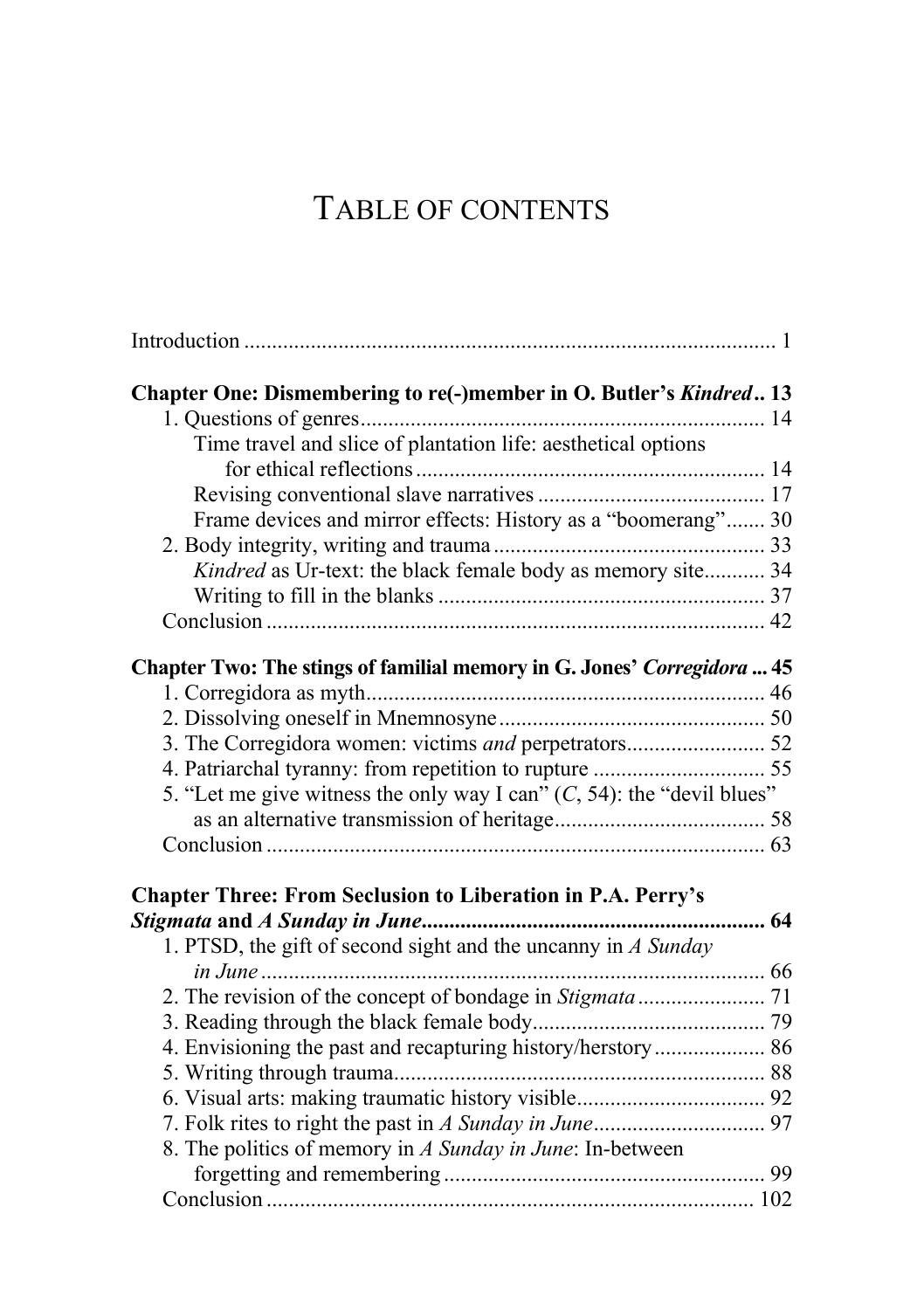# TABLE OF CONTENTS

Introduction ........................................................................................ 1

**Chapter One: Dismembering to re(-)member in O. Butler's *Kindred* .. 13**

1. Questions of genres ........................................................................ 14
    - Time travel and slice of plantation life: aesthetical options for ethical reflections ........................................................................ 14
    - Revising conventional slave narratives ........................................ 17
    - Frame devices and mirror effects: History as a "boomerang" ....... 30
2. Body integrity, writing and trauma ................................................ 33
    - *Kindred* as Ur-text: the black female body as memory site........... 34
    - Writing to fill in the blanks .......................................................... 37

Conclusion ........................................................................................ 42

**Chapter Two: The stings of familial memory in G. Jones' *Corregidora* ... 45**

1. Corregidora as myth....................................................................... 46
2. Dissolving oneself in Mnemnosyne ................................................ 50
3. The Corregidora women: victims *and* perpetrators......................... 52
4. Patriarchal tyranny: from repetition to rupture .............................. 55
5. "Let me give witness the only way I can" (*C*, 54): the "devil blues" as an alternative transmission of heritage..................................... 58

Conclusion ........................................................................................ 63

**Chapter Three: From Seclusion to Liberation in P.A. Perry's *Stigmata* and *A Sunday in June*............................................................ 64**

1. PTSD, the gift of second sight and the uncanny in *A Sunday in June* .......................................................................................... 66
2. The revision of the concept of bondage in *Stigmata* ....................... 71
3. Reading through the black female body.......................................... 79
4. Envisioning the past and recapturing history/herstory .................... 86
5. Writing through trauma.................................................................. 88
6. Visual arts: making traumatic history visible.................................. 92
7. Folk rites to right the past in *A Sunday in June*............................... 97
8. The politics of memory in *A Sunday in June*: In-between forgetting and remembering ......................................................... 99

Conclusion ...................................................................................... 102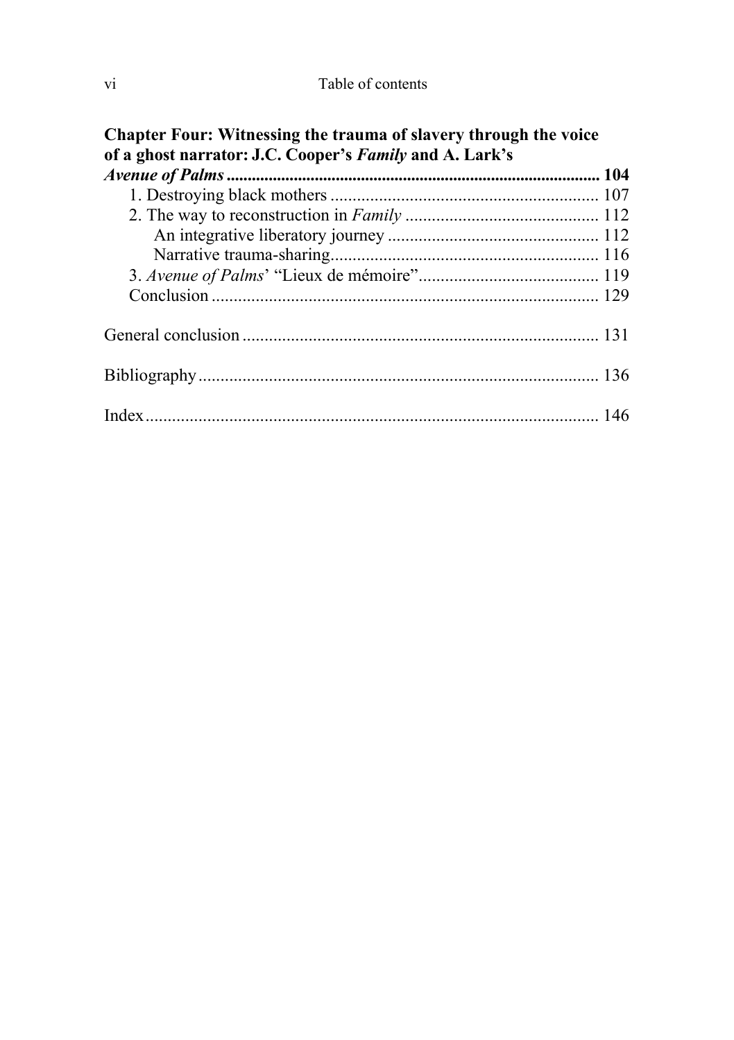**Chapter Four: Witnessing the trauma of slavery through the voice of a ghost narrator: J.C. Cooper's *Family* and A. Lark's *Avenue of Palms*** ........ **104**

- 1. Destroying black mothers ........ 107
- 2. The way to reconstruction in *Family* ........ 112
  - An integrative liberatory journey ........ 112
  - Narrative trauma-sharing ........ 116
- 3. *Avenue of Palms*' "Lieux de mémoire" ........ 119
- Conclusion ........ 129

General conclusion ........ 131

Bibliography ........ 136

Index ........ 146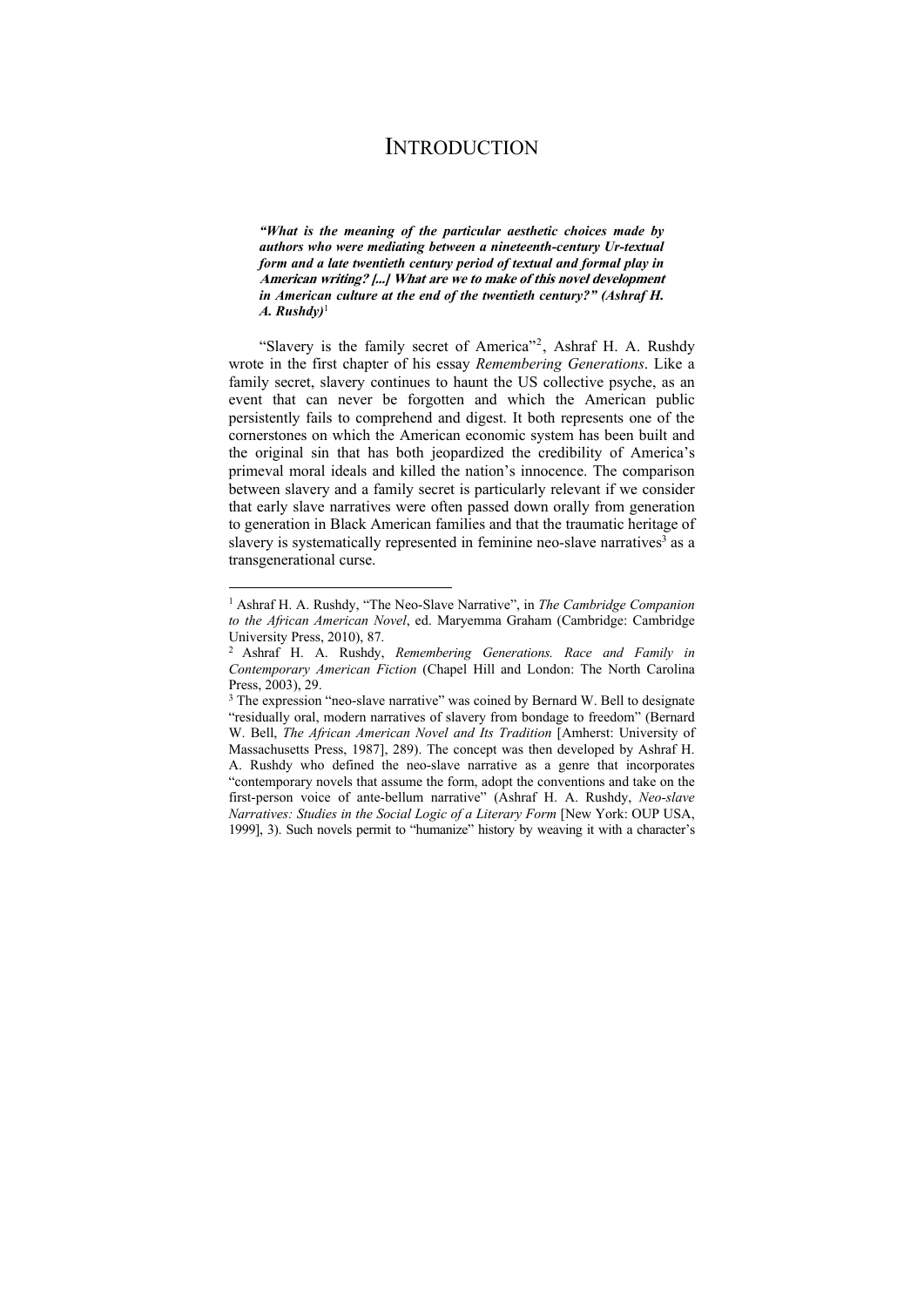# INTRODUCTION

***"What is the meaning of the particular aesthetic choices made by authors who were mediating between a nineteenth-century Ur-textual form and a late twentieth century period of textual and formal play in American writing? [...] What are we to make of this novel development in American culture at the end of the twentieth century?" (Ashraf H. A. Rushdy)***[1]

"Slavery is the family secret of America"[2], Ashraf H. A. Rushdy wrote in the first chapter of his essay *Remembering Generations*. Like a family secret, slavery continues to haunt the US collective psyche, as an event that can never be forgotten and which the American public persistently fails to comprehend and digest. It both represents one of the cornerstones on which the American economic system has been built and the original sin that has both jeopardized the credibility of America's primeval moral ideals and killed the nation's innocence. The comparison between slavery and a family secret is particularly relevant if we consider that early slave narratives were often passed down orally from generation to generation in Black American families and that the traumatic heritage of slavery is systematically represented in feminine neo-slave narratives[3] as a transgenerational curse.

---

[1] Ashraf H. A. Rushdy, "The Neo-Slave Narrative", in *The Cambridge Companion to the African American Novel*, ed. Maryemma Graham (Cambridge: Cambridge University Press, 2010), 87.

[2] Ashraf H. A. Rushdy, *Remembering Generations. Race and Family in Contemporary American Fiction* (Chapel Hill and London: The North Carolina Press, 2003), 29.

[3] The expression "neo-slave narrative" was coined by Bernard W. Bell to designate "residually oral, modern narratives of slavery from bondage to freedom" (Bernard W. Bell, *The African American Novel and Its Tradition* [Amherst: University of Massachusetts Press, 1987], 289). The concept was then developed by Ashraf H. A. Rushdy who defined the neo-slave narrative as a genre that incorporates "contemporary novels that assume the form, adopt the conventions and take on the first-person voice of ante-bellum narrative" (Ashraf H. A. Rushdy, *Neo-slave Narratives: Studies in the Social Logic of a Literary Form* [New York: OUP USA, 1999], 3). Such novels permit to "humanize" history by weaving it with a character's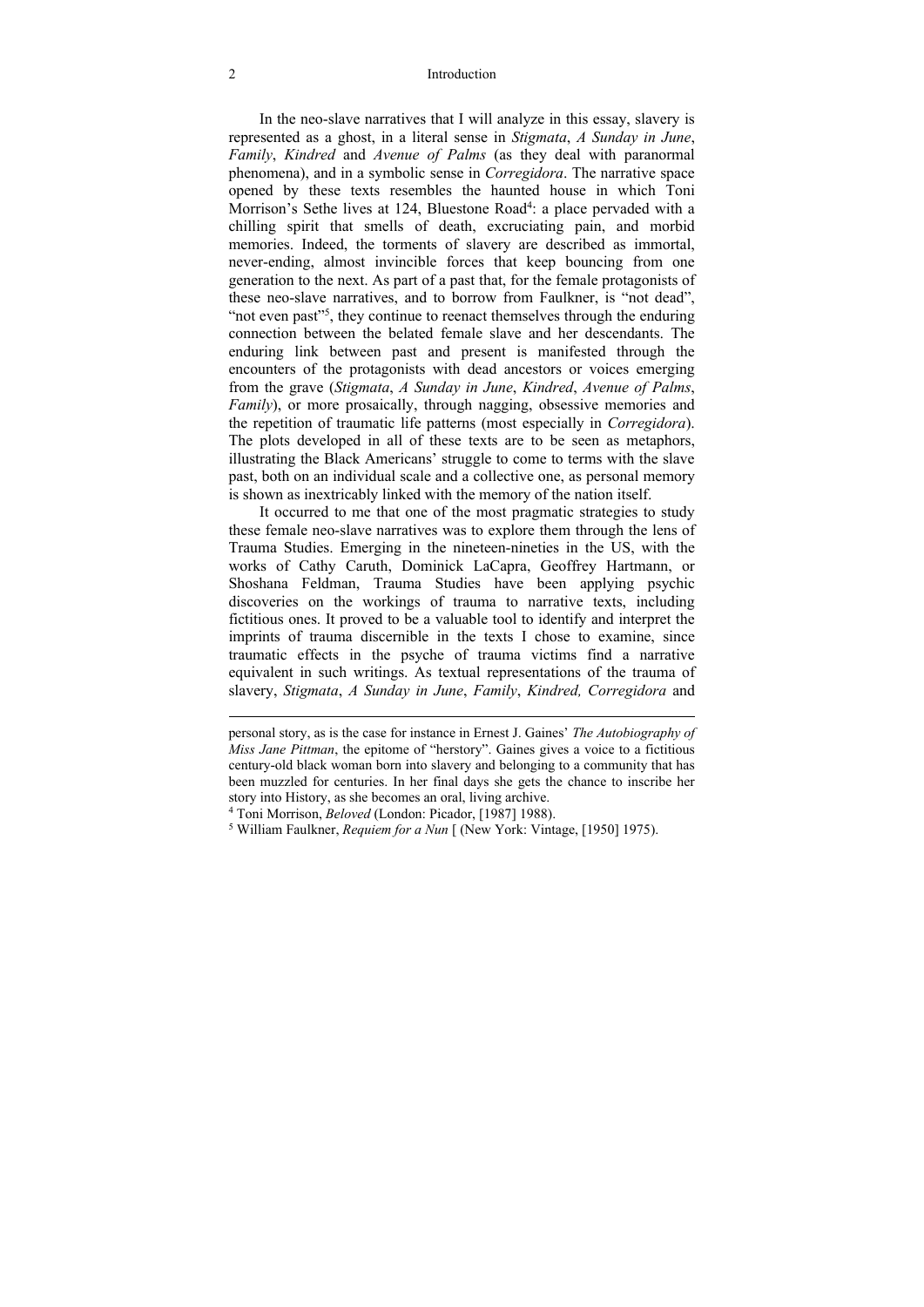In the neo-slave narratives that I will analyze in this essay, slavery is represented as a ghost, in a literal sense in *Stigmata*, *A Sunday in June*, *Family*, *Kindred* and *Avenue of Palms* (as they deal with paranormal phenomena), and in a symbolic sense in *Corregidora*. The narrative space opened by these texts resembles the haunted house in which Toni Morrison's Sethe lives at 124, Bluestone Road[4]: a place pervaded with a chilling spirit that smells of death, excruciating pain, and morbid memories. Indeed, the torments of slavery are described as immortal, never-ending, almost invincible forces that keep bouncing from one generation to the next. As part of a past that, for the female protagonists of these neo-slave narratives, and to borrow from Faulkner, is "not dead", "not even past"[5], they continue to reenact themselves through the enduring connection between the belated female slave and her descendants. The enduring link between past and present is manifested through the encounters of the protagonists with dead ancestors or voices emerging from the grave (*Stigmata*, *A Sunday in June*, *Kindred*, *Avenue of Palms*, *Family*), or more prosaically, through nagging, obsessive memories and the repetition of traumatic life patterns (most especially in *Corregidora*). The plots developed in all of these texts are to be seen as metaphors, illustrating the Black Americans' struggle to come to terms with the slave past, both on an individual scale and a collective one, as personal memory is shown as inextricably linked with the memory of the nation itself.

It occurred to me that one of the most pragmatic strategies to study these female neo-slave narratives was to explore them through the lens of Trauma Studies. Emerging in the nineteen-nineties in the US, with the works of Cathy Caruth, Dominick LaCapra, Geoffrey Hartmann, or Shoshana Feldman, Trauma Studies have been applying psychic discoveries on the workings of trauma to narrative texts, including fictitious ones. It proved to be a valuable tool to identify and interpret the imprints of trauma discernible in the texts I chose to examine, since traumatic effects in the psyche of trauma victims find a narrative equivalent in such writings. As textual representations of the trauma of slavery, *Stigmata*, *A Sunday in June*, *Family*, *Kindred, Corregidora* and

---

personal story, as is the case for instance in Ernest J. Gaines' *The Autobiography of Miss Jane Pittman*, the epitome of "herstory". Gaines gives a voice to a fictitious century-old black woman born into slavery and belonging to a community that has been muzzled for centuries. In her final days she gets the chance to inscribe her story into History, as she becomes an oral, living archive.

[4] Toni Morrison, *Beloved* (London: Picador, [1987] 1988).

[5] William Faulkner, *Requiem for a Nun* [ (New York: Vintage, [1950] 1975).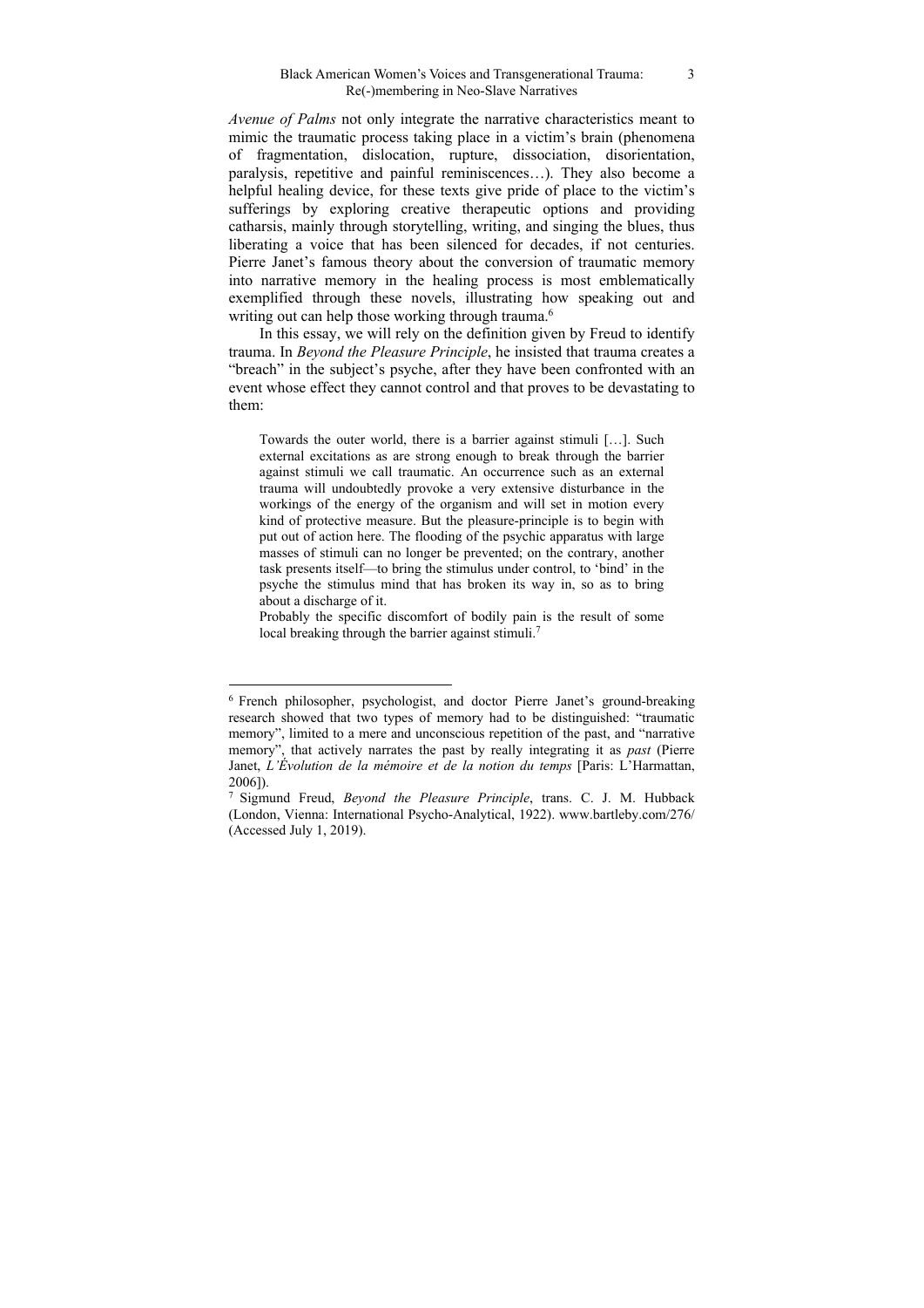*Avenue of Palms* not only integrate the narrative characteristics meant to mimic the traumatic process taking place in a victim's brain (phenomena of fragmentation, dislocation, rupture, dissociation, disorientation, paralysis, repetitive and painful reminiscences…). They also become a helpful healing device, for these texts give pride of place to the victim's sufferings by exploring creative therapeutic options and providing catharsis, mainly through storytelling, writing, and singing the blues, thus liberating a voice that has been silenced for decades, if not centuries. Pierre Janet's famous theory about the conversion of traumatic memory into narrative memory in the healing process is most emblematically exemplified through these novels, illustrating how speaking out and writing out can help those working through trauma.[6]

In this essay, we will rely on the definition given by Freud to identify trauma. In *Beyond the Pleasure Principle*, he insisted that trauma creates a "breach" in the subject's psyche, after they have been confronted with an event whose effect they cannot control and that proves to be devastating to them:

> Towards the outer world, there is a barrier against stimuli […]. Such external excitations as are strong enough to break through the barrier against stimuli we call traumatic. An occurrence such as an external trauma will undoubtedly provoke a very extensive disturbance in the workings of the energy of the organism and will set in motion every kind of protective measure. But the pleasure-principle is to begin with put out of action here. The flooding of the psychic apparatus with large masses of stimuli can no longer be prevented; on the contrary, another task presents itself—to bring the stimulus under control, to 'bind' in the psyche the stimulus mind that has broken its way in, so as to bring about a discharge of it.
>
> Probably the specific discomfort of bodily pain is the result of some local breaking through the barrier against stimuli.[7]

---

[6] French philosopher, psychologist, and doctor Pierre Janet's ground-breaking research showed that two types of memory had to be distinguished: "traumatic memory", limited to a mere and unconscious repetition of the past, and "narrative memory", that actively narrates the past by really integrating it as *past* (Pierre Janet, *L'Évolution de la mémoire et de la notion du temps* [Paris: L'Harmattan, 2006]).

[7] Sigmund Freud, *Beyond the Pleasure Principle*, trans. C. J. M. Hubback (London, Vienna: International Psycho-Analytical, 1922). www.bartleby.com/276/ (Accessed July 1, 2019).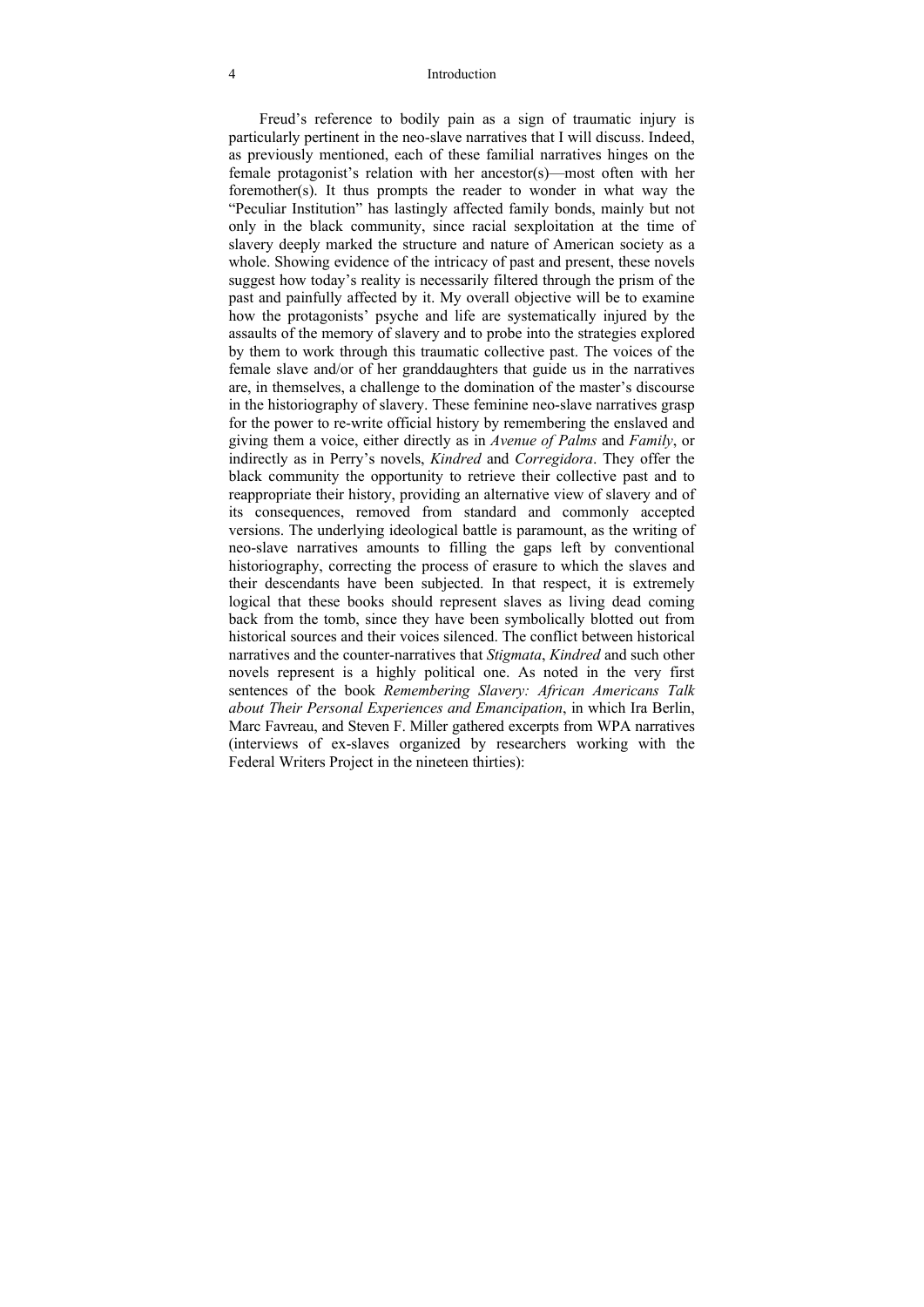Freud's reference to bodily pain as a sign of traumatic injury is particularly pertinent in the neo-slave narratives that I will discuss. Indeed, as previously mentioned, each of these familial narratives hinges on the female protagonist's relation with her ancestor(s)—most often with her foremother(s). It thus prompts the reader to wonder in what way the "Peculiar Institution" has lastingly affected family bonds, mainly but not only in the black community, since racial sexploitation at the time of slavery deeply marked the structure and nature of American society as a whole. Showing evidence of the intricacy of past and present, these novels suggest how today's reality is necessarily filtered through the prism of the past and painfully affected by it. My overall objective will be to examine how the protagonists' psyche and life are systematically injured by the assaults of the memory of slavery and to probe into the strategies explored by them to work through this traumatic collective past. The voices of the female slave and/or of her granddaughters that guide us in the narratives are, in themselves, a challenge to the domination of the master's discourse in the historiography of slavery. These feminine neo-slave narratives grasp for the power to re-write official history by remembering the enslaved and giving them a voice, either directly as in *Avenue of Palms* and *Family*, or indirectly as in Perry's novels, *Kindred* and *Corregidora*. They offer the black community the opportunity to retrieve their collective past and to reappropriate their history, providing an alternative view of slavery and of its consequences, removed from standard and commonly accepted versions. The underlying ideological battle is paramount, as the writing of neo-slave narratives amounts to filling the gaps left by conventional historiography, correcting the process of erasure to which the slaves and their descendants have been subjected. In that respect, it is extremely logical that these books should represent slaves as living dead coming back from the tomb, since they have been symbolically blotted out from historical sources and their voices silenced. The conflict between historical narratives and the counter-narratives that *Stigmata*, *Kindred* and such other novels represent is a highly political one. As noted in the very first sentences of the book *Remembering Slavery: African Americans Talk about Their Personal Experiences and Emancipation*, in which Ira Berlin, Marc Favreau, and Steven F. Miller gathered excerpts from WPA narratives (interviews of ex-slaves organized by researchers working with the Federal Writers Project in the nineteen thirties):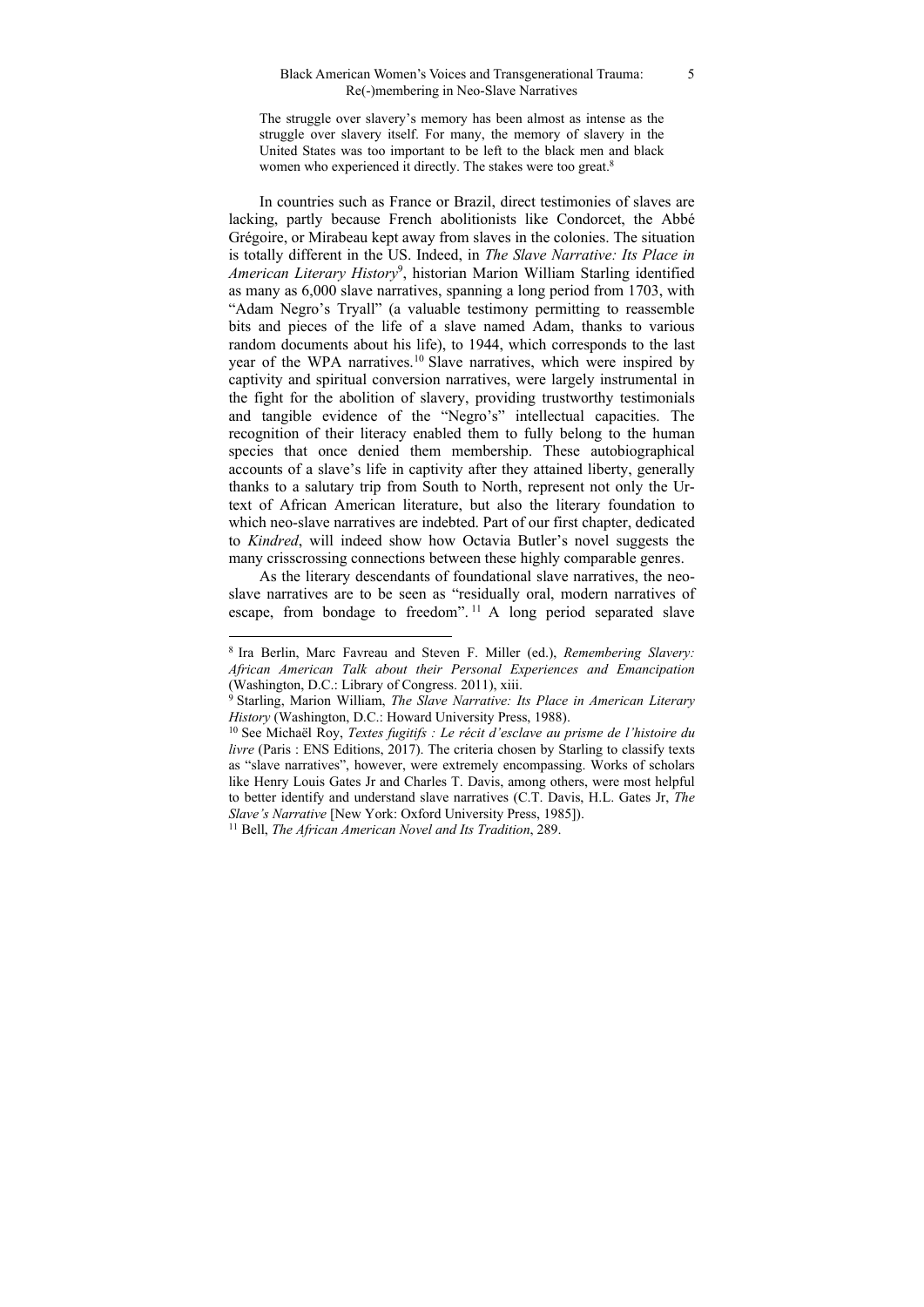> The struggle over slavery's memory has been almost as intense as the struggle over slavery itself. For many, the memory of slavery in the United States was too important to be left to the black men and black women who experienced it directly. The stakes were too great.[8]

In countries such as France or Brazil, direct testimonies of slaves are lacking, partly because French abolitionists like Condorcet, the Abbé Grégoire, or Mirabeau kept away from slaves in the colonies. The situation is totally different in the US. Indeed, in *The Slave Narrative: Its Place in American Literary History*[9], historian Marion William Starling identified as many as 6,000 slave narratives, spanning a long period from 1703, with "Adam Negro's Tryall" (a valuable testimony permitting to reassemble bits and pieces of the life of a slave named Adam, thanks to various random documents about his life), to 1944, which corresponds to the last year of the WPA narratives.[10] Slave narratives, which were inspired by captivity and spiritual conversion narratives, were largely instrumental in the fight for the abolition of slavery, providing trustworthy testimonials and tangible evidence of the "Negro's" intellectual capacities. The recognition of their literacy enabled them to fully belong to the human species that once denied them membership. These autobiographical accounts of a slave's life in captivity after they attained liberty, generally thanks to a salutary trip from South to North, represent not only the Ur-text of African American literature, but also the literary foundation to which neo-slave narratives are indebted. Part of our first chapter, dedicated to *Kindred*, will indeed show how Octavia Butler's novel suggests the many crisscrossing connections between these highly comparable genres.

As the literary descendants of foundational slave narratives, the neo-slave narratives are to be seen as "residually oral, modern narratives of escape, from bondage to freedom".[11] A long period separated slave

---

[8] Ira Berlin, Marc Favreau and Steven F. Miller (ed.), *Remembering Slavery: African American Talk about their Personal Experiences and Emancipation* (Washington, D.C.: Library of Congress. 2011), xiii.

[9] Starling, Marion William, *The Slave Narrative: Its Place in American Literary History* (Washington, D.C.: Howard University Press, 1988).

[10] See Michaël Roy, *Textes fugitifs : Le récit d'esclave au prisme de l'histoire du livre* (Paris : ENS Editions, 2017). The criteria chosen by Starling to classify texts as "slave narratives", however, were extremely encompassing. Works of scholars like Henry Louis Gates Jr and Charles T. Davis, among others, were most helpful to better identify and understand slave narratives (C.T. Davis, H.L. Gates Jr, *The Slave's Narrative* [New York: Oxford University Press, 1985]).

[11] Bell, *The African American Novel and Its Tradition*, 289.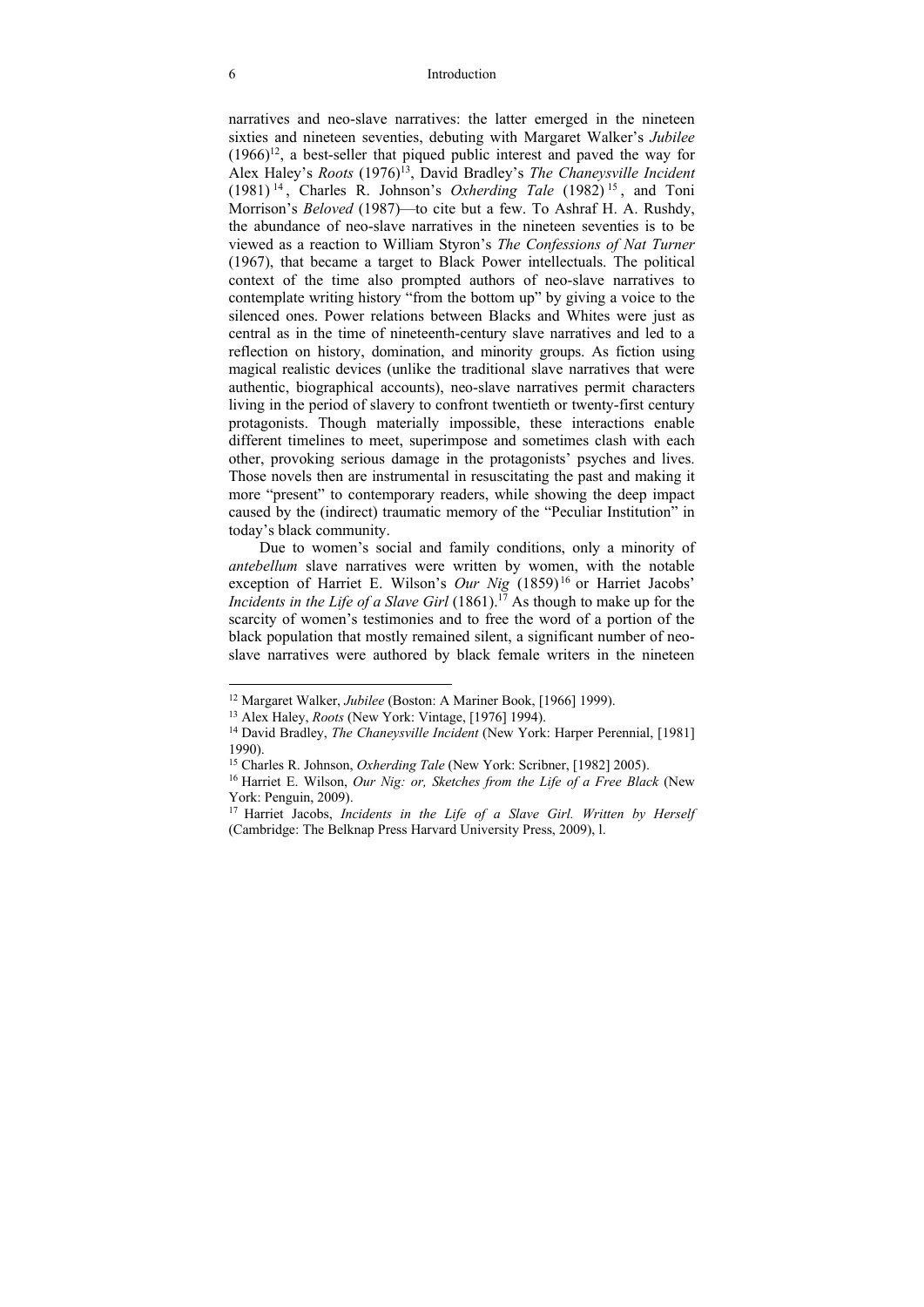narratives and neo-slave narratives: the latter emerged in the nineteen sixties and nineteen seventies, debuting with Margaret Walker's *Jubilee* (1966)[12], a best-seller that piqued public interest and paved the way for Alex Haley's *Roots* (1976)[13], David Bradley's *The Chaneysville Incident* (1981)[14], Charles R. Johnson's *Oxherding Tale* (1982)[15], and Toni Morrison's *Beloved* (1987)—to cite but a few. To Ashraf H. A. Rushdy, the abundance of neo-slave narratives in the nineteen seventies is to be viewed as a reaction to William Styron's *The Confessions of Nat Turner* (1967), that became a target to Black Power intellectuals. The political context of the time also prompted authors of neo-slave narratives to contemplate writing history "from the bottom up" by giving a voice to the silenced ones. Power relations between Blacks and Whites were just as central as in the time of nineteenth-century slave narratives and led to a reflection on history, domination, and minority groups. As fiction using magical realistic devices (unlike the traditional slave narratives that were authentic, biographical accounts), neo-slave narratives permit characters living in the period of slavery to confront twentieth or twenty-first century protagonists. Though materially impossible, these interactions enable different timelines to meet, superimpose and sometimes clash with each other, provoking serious damage in the protagonists' psyches and lives. Those novels then are instrumental in resuscitating the past and making it more "present" to contemporary readers, while showing the deep impact caused by the (indirect) traumatic memory of the "Peculiar Institution" in today's black community.

Due to women's social and family conditions, only a minority of *antebellum* slave narratives were written by women, with the notable exception of Harriet E. Wilson's *Our Nig* (1859)[16] or Harriet Jacobs' *Incidents in the Life of a Slave Girl* (1861).[17] As though to make up for the scarcity of women's testimonies and to free the word of a portion of the black population that mostly remained silent, a significant number of neo-slave narratives were authored by black female writers in the nineteen

---

[12] Margaret Walker, *Jubilee* (Boston: A Mariner Book, [1966] 1999).

[13] Alex Haley, *Roots* (New York: Vintage, [1976] 1994).

[14] David Bradley, *The Chaneysville Incident* (New York: Harper Perennial, [1981] 1990).

[15] Charles R. Johnson, *Oxherding Tale* (New York: Scribner, [1982] 2005).

[16] Harriet E. Wilson, *Our Nig: or, Sketches from the Life of a Free Black* (New York: Penguin, 2009).

[17] Harriet Jacobs, *Incidents in the Life of a Slave Girl. Written by Herself* (Cambridge: The Belknap Press Harvard University Press, 2009), l.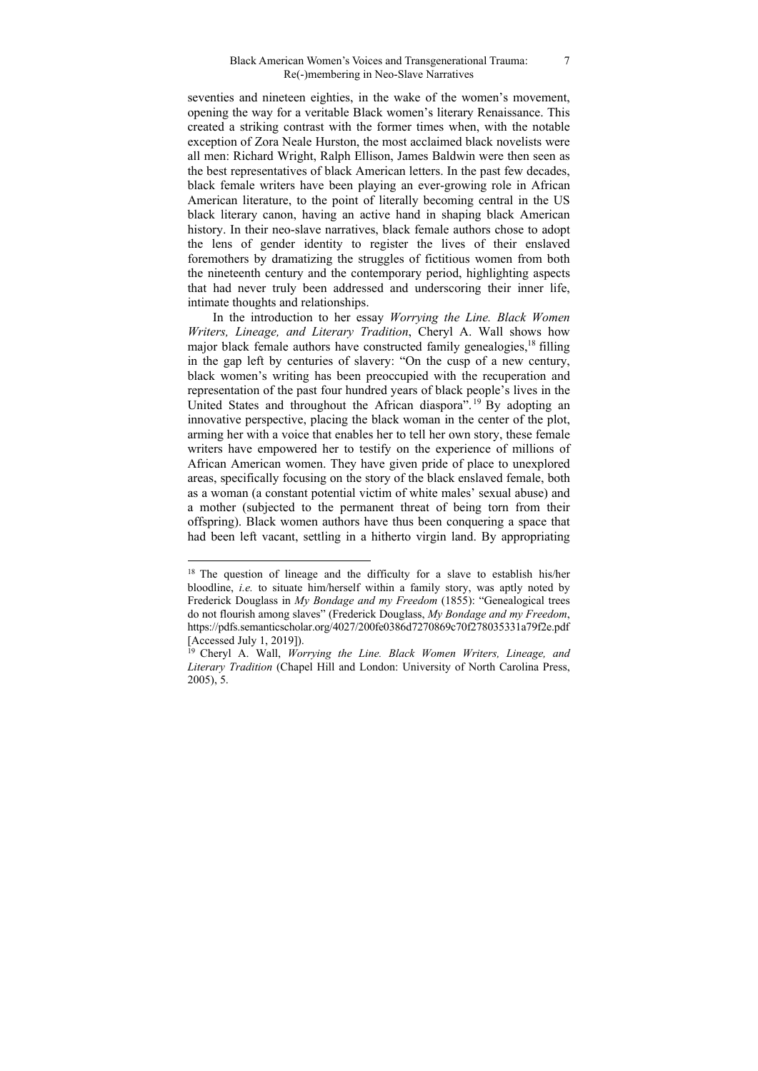seventies and nineteen eighties, in the wake of the women's movement, opening the way for a veritable Black women's literary Renaissance. This created a striking contrast with the former times when, with the notable exception of Zora Neale Hurston, the most acclaimed black novelists were all men: Richard Wright, Ralph Ellison, James Baldwin were then seen as the best representatives of black American letters. In the past few decades, black female writers have been playing an ever-growing role in African American literature, to the point of literally becoming central in the US black literary canon, having an active hand in shaping black American history. In their neo-slave narratives, black female authors chose to adopt the lens of gender identity to register the lives of their enslaved foremothers by dramatizing the struggles of fictitious women from both the nineteenth century and the contemporary period, highlighting aspects that had never truly been addressed and underscoring their inner life, intimate thoughts and relationships.

In the introduction to her essay *Worrying the Line. Black Women Writers, Lineage, and Literary Tradition*, Cheryl A. Wall shows how major black female authors have constructed family genealogies,[18] filling in the gap left by centuries of slavery: "On the cusp of a new century, black women's writing has been preoccupied with the recuperation and representation of the past four hundred years of black people's lives in the United States and throughout the African diaspora".[19] By adopting an innovative perspective, placing the black woman in the center of the plot, arming her with a voice that enables her to tell her own story, these female writers have empowered her to testify on the experience of millions of African American women. They have given pride of place to unexplored areas, specifically focusing on the story of the black enslaved female, both as a woman (a constant potential victim of white males' sexual abuse) and a mother (subjected to the permanent threat of being torn from their offspring). Black women authors have thus been conquering a space that had been left vacant, settling in a hitherto virgin land. By appropriating

---

[18] The question of lineage and the difficulty for a slave to establish his/her bloodline, *i.e.* to situate him/herself within a family story, was aptly noted by Frederick Douglass in *My Bondage and my Freedom* (1855): "Genealogical trees do not flourish among slaves" (Frederick Douglass, *My Bondage and my Freedom*, https://pdfs.semanticscholar.org/4027/200fe0386d7270869c70f278035331a79f2e.pdf [Accessed July 1, 2019]).

[19] Cheryl A. Wall, *Worrying the Line. Black Women Writers, Lineage, and Literary Tradition* (Chapel Hill and London: University of North Carolina Press, 2005), 5.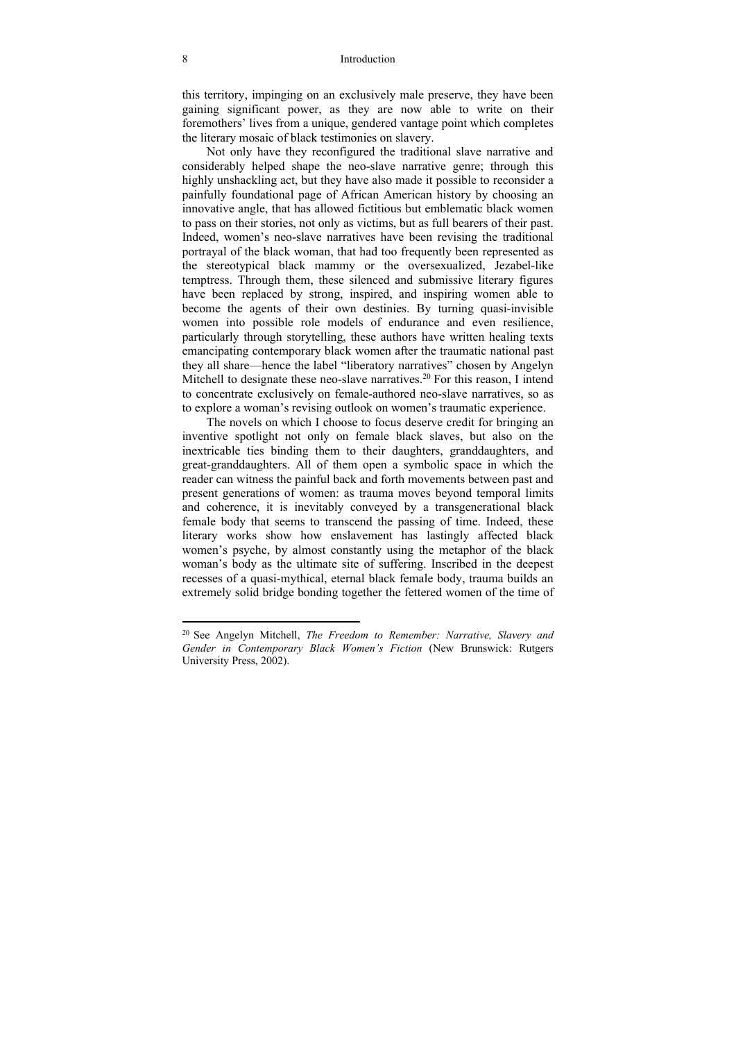this territory, impinging on an exclusively male preserve, they have been gaining significant power, as they are now able to write on their foremothers' lives from a unique, gendered vantage point which completes the literary mosaic of black testimonies on slavery.

Not only have they reconfigured the traditional slave narrative and considerably helped shape the neo-slave narrative genre; through this highly unshackling act, but they have also made it possible to reconsider a painfully foundational page of African American history by choosing an innovative angle, that has allowed fictitious but emblematic black women to pass on their stories, not only as victims, but as full bearers of their past. Indeed, women's neo-slave narratives have been revising the traditional portrayal of the black woman, that had too frequently been represented as the stereotypical black mammy or the oversexualized, Jezabel-like temptress. Through them, these silenced and submissive literary figures have been replaced by strong, inspired, and inspiring women able to become the agents of their own destinies. By turning quasi-invisible women into possible role models of endurance and even resilience, particularly through storytelling, these authors have written healing texts emancipating contemporary black women after the traumatic national past they all share—hence the label "liberatory narratives" chosen by Angelyn Mitchell to designate these neo-slave narratives.[20] For this reason, I intend to concentrate exclusively on female-authored neo-slave narratives, so as to explore a woman's revising outlook on women's traumatic experience.

The novels on which I choose to focus deserve credit for bringing an inventive spotlight not only on female black slaves, but also on the inextricable ties binding them to their daughters, granddaughters, and great-granddaughters. All of them open a symbolic space in which the reader can witness the painful back and forth movements between past and present generations of women: as trauma moves beyond temporal limits and coherence, it is inevitably conveyed by a transgenerational black female body that seems to transcend the passing of time. Indeed, these literary works show how enslavement has lastingly affected black women's psyche, by almost constantly using the metaphor of the black woman's body as the ultimate site of suffering. Inscribed in the deepest recesses of a quasi-mythical, eternal black female body, trauma builds an extremely solid bridge bonding together the fettered women of the time of

---

[20] See Angelyn Mitchell, *The Freedom to Remember: Narrative, Slavery and Gender in Contemporary Black Women's Fiction* (New Brunswick: Rutgers University Press, 2002).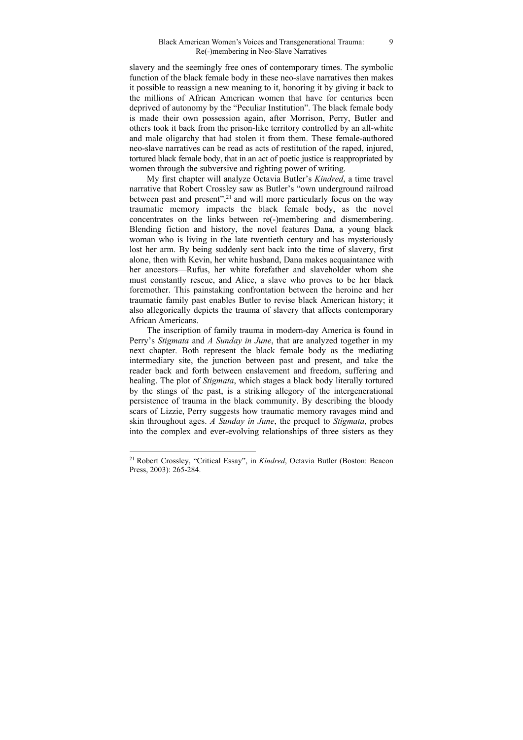slavery and the seemingly free ones of contemporary times. The symbolic function of the black female body in these neo-slave narratives then makes it possible to reassign a new meaning to it, honoring it by giving it back to the millions of African American women that have for centuries been deprived of autonomy by the "Peculiar Institution". The black female body is made their own possession again, after Morrison, Perry, Butler and others took it back from the prison-like territory controlled by an all-white and male oligarchy that had stolen it from them. These female-authored neo-slave narratives can be read as acts of restitution of the raped, injured, tortured black female body, that in an act of poetic justice is reappropriated by women through the subversive and righting power of writing.

My first chapter will analyze Octavia Butler's *Kindred*, a time travel narrative that Robert Crossley saw as Butler's "own underground railroad between past and present",[21] and will more particularly focus on the way traumatic memory impacts the black female body, as the novel concentrates on the links between re(-)membering and dismembering. Blending fiction and history, the novel features Dana, a young black woman who is living in the late twentieth century and has mysteriously lost her arm. By being suddenly sent back into the time of slavery, first alone, then with Kevin, her white husband, Dana makes acquaintance with her ancestors—Rufus, her white forefather and slaveholder whom she must constantly rescue, and Alice, a slave who proves to be her black foremother. This painstaking confrontation between the heroine and her traumatic family past enables Butler to revise black American history; it also allegorically depicts the trauma of slavery that affects contemporary African Americans.

The inscription of family trauma in modern-day America is found in Perry's *Stigmata* and *A Sunday in June*, that are analyzed together in my next chapter. Both represent the black female body as the mediating intermediary site, the junction between past and present, and take the reader back and forth between enslavement and freedom, suffering and healing. The plot of *Stigmata*, which stages a black body literally tortured by the stings of the past, is a striking allegory of the intergenerational persistence of trauma in the black community. By describing the bloody scars of Lizzie, Perry suggests how traumatic memory ravages mind and skin throughout ages. *A Sunday in June*, the prequel to *Stigmata*, probes into the complex and ever-evolving relationships of three sisters as they

---

[21] Robert Crossley, "Critical Essay", in *Kindred*, Octavia Butler (Boston: Beacon Press, 2003): 265-284.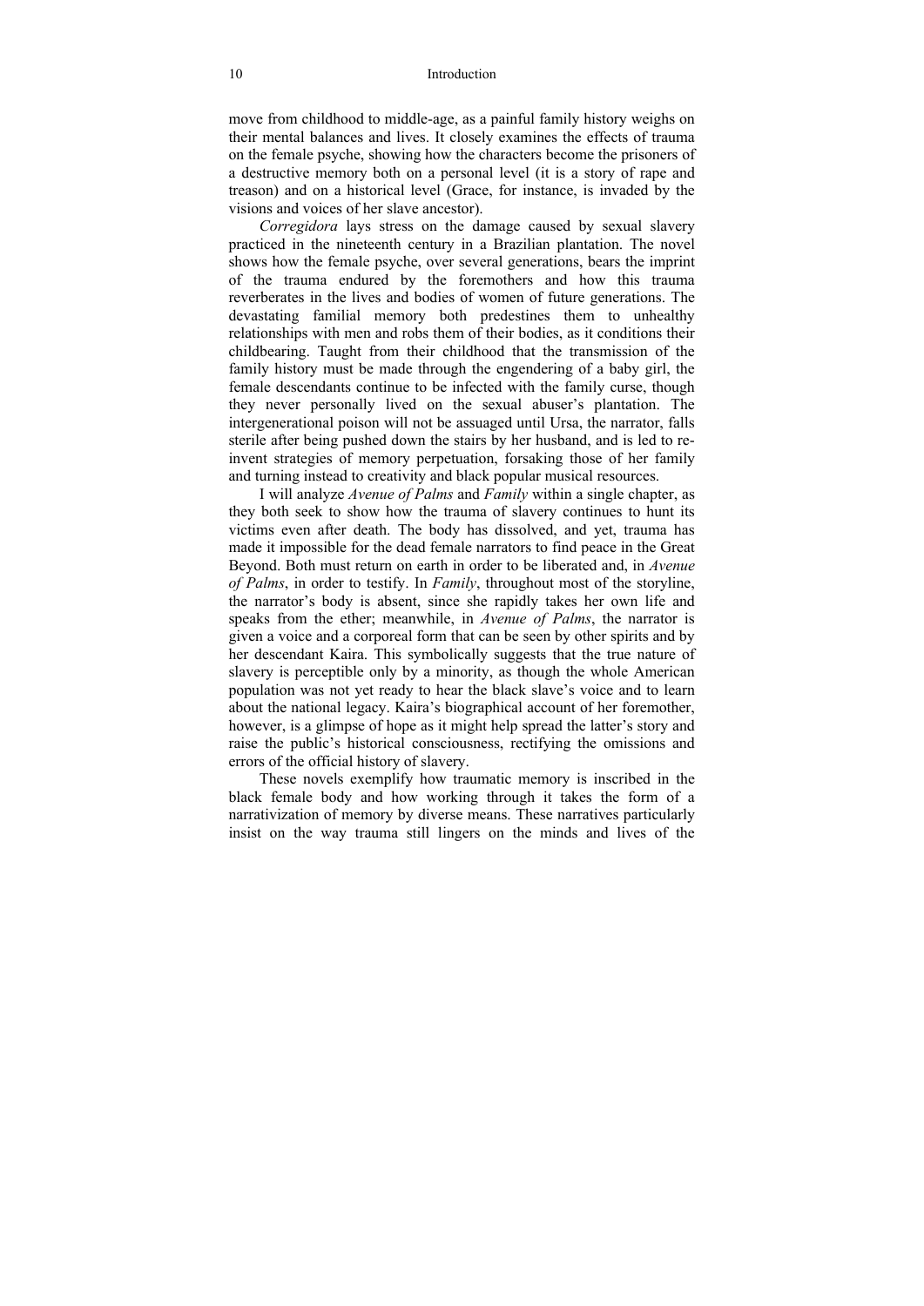move from childhood to middle-age, as a painful family history weighs on their mental balances and lives. It closely examines the effects of trauma on the female psyche, showing how the characters become the prisoners of a destructive memory both on a personal level (it is a story of rape and treason) and on a historical level (Grace, for instance, is invaded by the visions and voices of her slave ancestor).

*Corregidora* lays stress on the damage caused by sexual slavery practiced in the nineteenth century in a Brazilian plantation. The novel shows how the female psyche, over several generations, bears the imprint of the trauma endured by the foremothers and how this trauma reverberates in the lives and bodies of women of future generations. The devastating familial memory both predestines them to unhealthy relationships with men and robs them of their bodies, as it conditions their childbearing. Taught from their childhood that the transmission of the family history must be made through the engendering of a baby girl, the female descendants continue to be infected with the family curse, though they never personally lived on the sexual abuser's plantation. The intergenerational poison will not be assuaged until Ursa, the narrator, falls sterile after being pushed down the stairs by her husband, and is led to re-invent strategies of memory perpetuation, forsaking those of her family and turning instead to creativity and black popular musical resources.

I will analyze *Avenue of Palms* and *Family* within a single chapter, as they both seek to show how the trauma of slavery continues to hunt its victims even after death. The body has dissolved, and yet, trauma has made it impossible for the dead female narrators to find peace in the Great Beyond. Both must return on earth in order to be liberated and, in *Avenue of Palms*, in order to testify. In *Family*, throughout most of the storyline, the narrator's body is absent, since she rapidly takes her own life and speaks from the ether; meanwhile, in *Avenue of Palms*, the narrator is given a voice and a corporeal form that can be seen by other spirits and by her descendant Kaira. This symbolically suggests that the true nature of slavery is perceptible only by a minority, as though the whole American population was not yet ready to hear the black slave's voice and to learn about the national legacy. Kaira's biographical account of her foremother, however, is a glimpse of hope as it might help spread the latter's story and raise the public's historical consciousness, rectifying the omissions and errors of the official history of slavery.

These novels exemplify how traumatic memory is inscribed in the black female body and how working through it takes the form of a narrativization of memory by diverse means. These narratives particularly insist on the way trauma still lingers on the minds and lives of the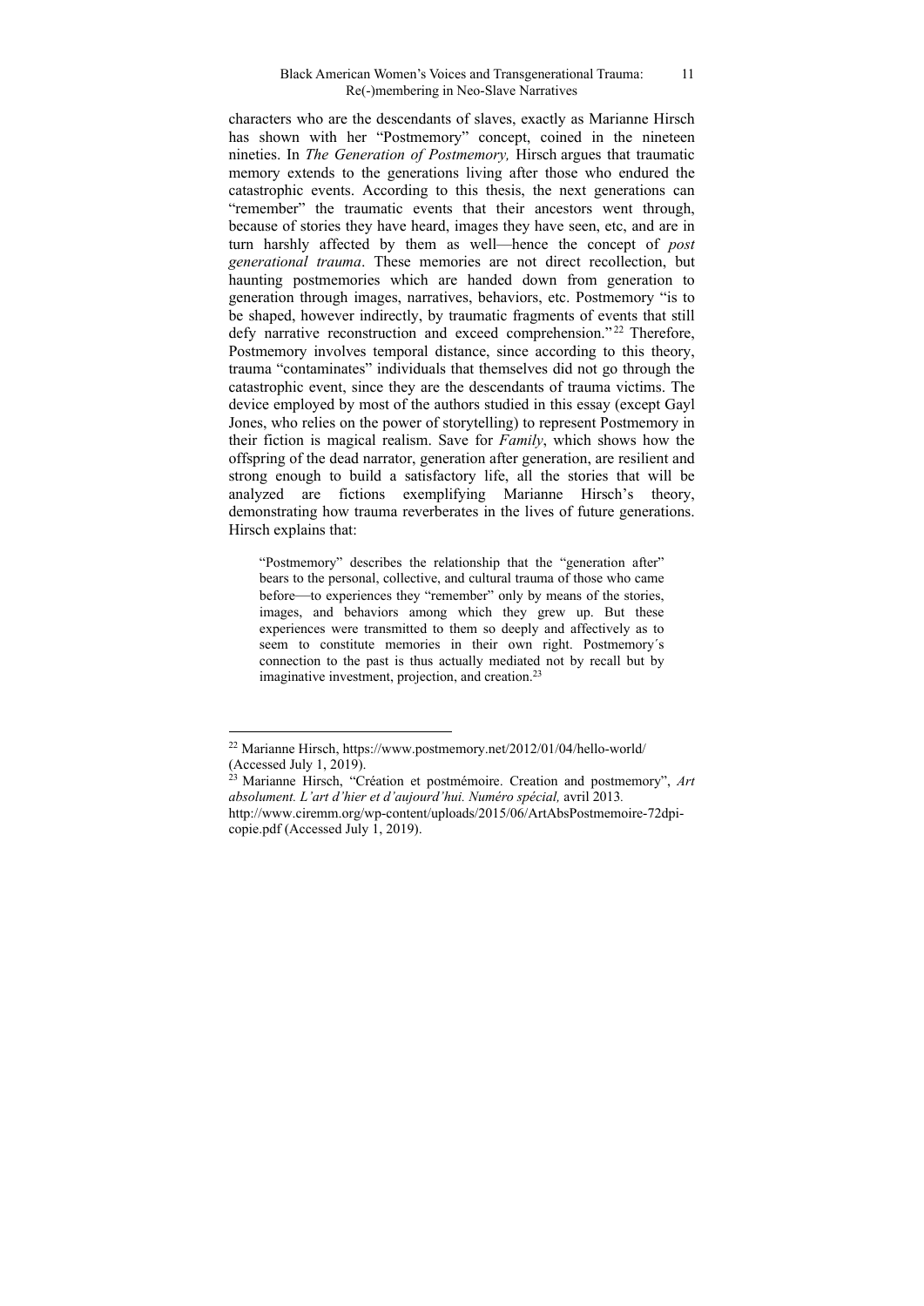characters who are the descendants of slaves, exactly as Marianne Hirsch has shown with her "Postmemory" concept, coined in the nineteen nineties. In *The Generation of Postmemory,* Hirsch argues that traumatic memory extends to the generations living after those who endured the catastrophic events. According to this thesis, the next generations can "remember" the traumatic events that their ancestors went through, because of stories they have heard, images they have seen, etc, and are in turn harshly affected by them as well—hence the concept of *post generational trauma*. These memories are not direct recollection, but haunting postmemories which are handed down from generation to generation through images, narratives, behaviors, etc. Postmemory "is to be shaped, however indirectly, by traumatic fragments of events that still defy narrative reconstruction and exceed comprehension."[22] Therefore, Postmemory involves temporal distance, since according to this theory, trauma "contaminates" individuals that themselves did not go through the catastrophic event, since they are the descendants of trauma victims. The device employed by most of the authors studied in this essay (except Gayl Jones, who relies on the power of storytelling) to represent Postmemory in their fiction is magical realism. Save for *Family*, which shows how the offspring of the dead narrator, generation after generation, are resilient and strong enough to build a satisfactory life, all the stories that will be analyzed are fictions exemplifying Marianne Hirsch's theory, demonstrating how trauma reverberates in the lives of future generations. Hirsch explains that:

> "Postmemory" describes the relationship that the "generation after" bears to the personal, collective, and cultural trauma of those who came before—to experiences they "remember" only by means of the stories, images, and behaviors among which they grew up. But these experiences were transmitted to them so deeply and affectively as to seem to constitute memories in their own right. Postmemory´s connection to the past is thus actually mediated not by recall but by imaginative investment, projection, and creation.[23]

---

[22] Marianne Hirsch, https://www.postmemory.net/2012/01/04/hello-world/ (Accessed July 1, 2019).

[23] Marianne Hirsch, "Création et postmémoire. Creation and postmemory", *Art absolument. L'art d'hier et d'aujourd'hui. Numéro spécial,* avril 2013. http://www.ciremm.org/wp-content/uploads/2015/06/ArtAbsPostmemoire-72dpi-copie.pdf (Accessed July 1, 2019).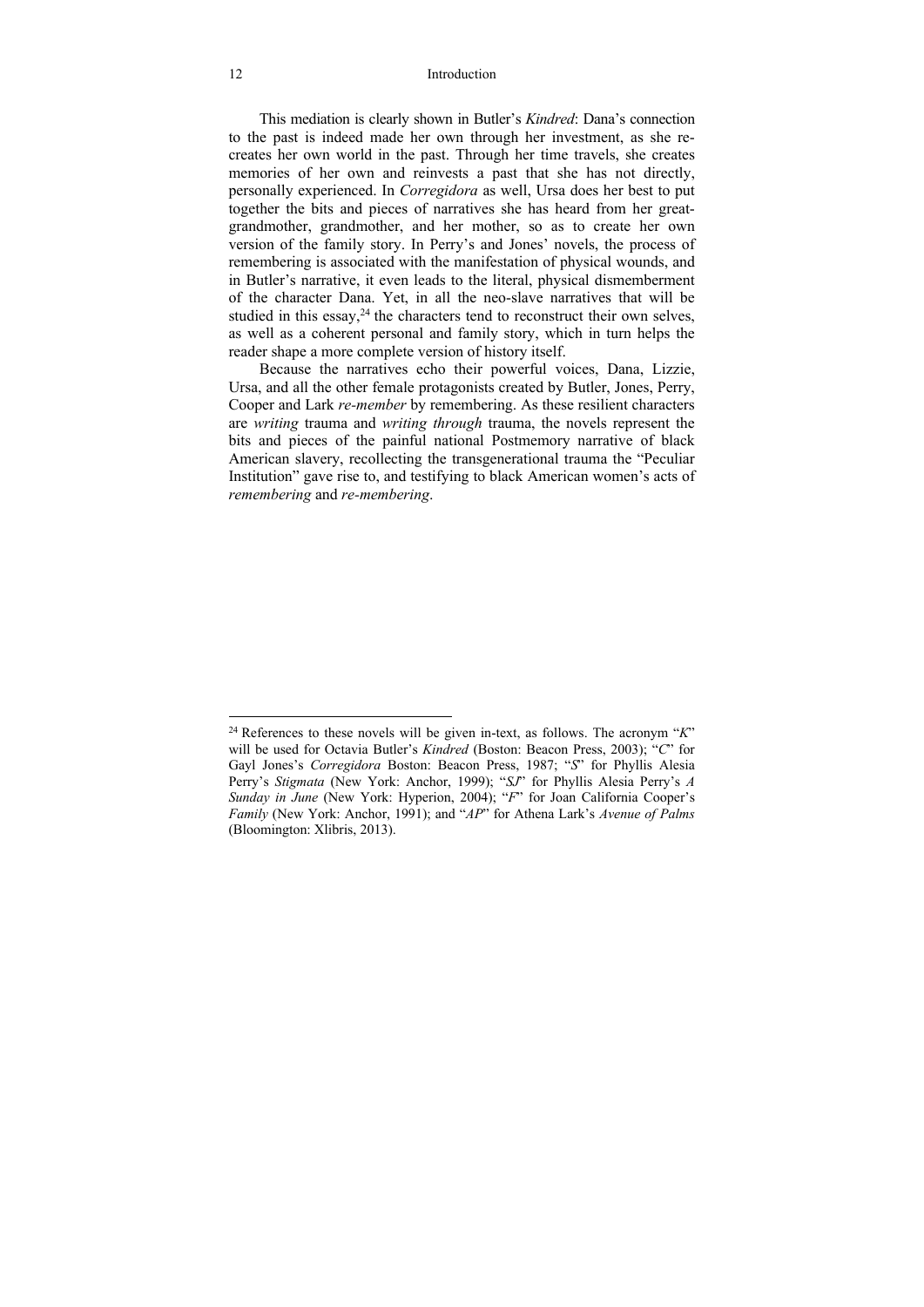This mediation is clearly shown in Butler's *Kindred*: Dana's connection to the past is indeed made her own through her investment, as she re-creates her own world in the past. Through her time travels, she creates memories of her own and reinvests a past that she has not directly, personally experienced. In *Corregidora* as well, Ursa does her best to put together the bits and pieces of narratives she has heard from her great-grandmother, grandmother, and her mother, so as to create her own version of the family story. In Perry's and Jones' novels, the process of remembering is associated with the manifestation of physical wounds, and in Butler's narrative, it even leads to the literal, physical dismemberment of the character Dana. Yet, in all the neo-slave narratives that will be studied in this essay,[24] the characters tend to reconstruct their own selves, as well as a coherent personal and family story, which in turn helps the reader shape a more complete version of history itself.

Because the narratives echo their powerful voices, Dana, Lizzie, Ursa, and all the other female protagonists created by Butler, Jones, Perry, Cooper and Lark *re-member* by remembering. As these resilient characters are *writing* trauma and *writing through* trauma, the novels represent the bits and pieces of the painful national Postmemory narrative of black American slavery, recollecting the transgenerational trauma the "Peculiar Institution" gave rise to, and testifying to black American women's acts of *remembering* and *re-membering*.

---

[24] References to these novels will be given in-text, as follows. The acronym "*K*" will be used for Octavia Butler's *Kindred* (Boston: Beacon Press, 2003); "*C*" for Gayl Jones's *Corregidora* Boston: Beacon Press, 1987; "*S*" for Phyllis Alesia Perry's *Stigmata* (New York: Anchor, 1999); "*SJ*" for Phyllis Alesia Perry's *A Sunday in June* (New York: Hyperion, 2004); "*F*" for Joan California Cooper's *Family* (New York: Anchor, 1991); and "*AP*" for Athena Lark's *Avenue of Palms* (Bloomington: Xlibris, 2013).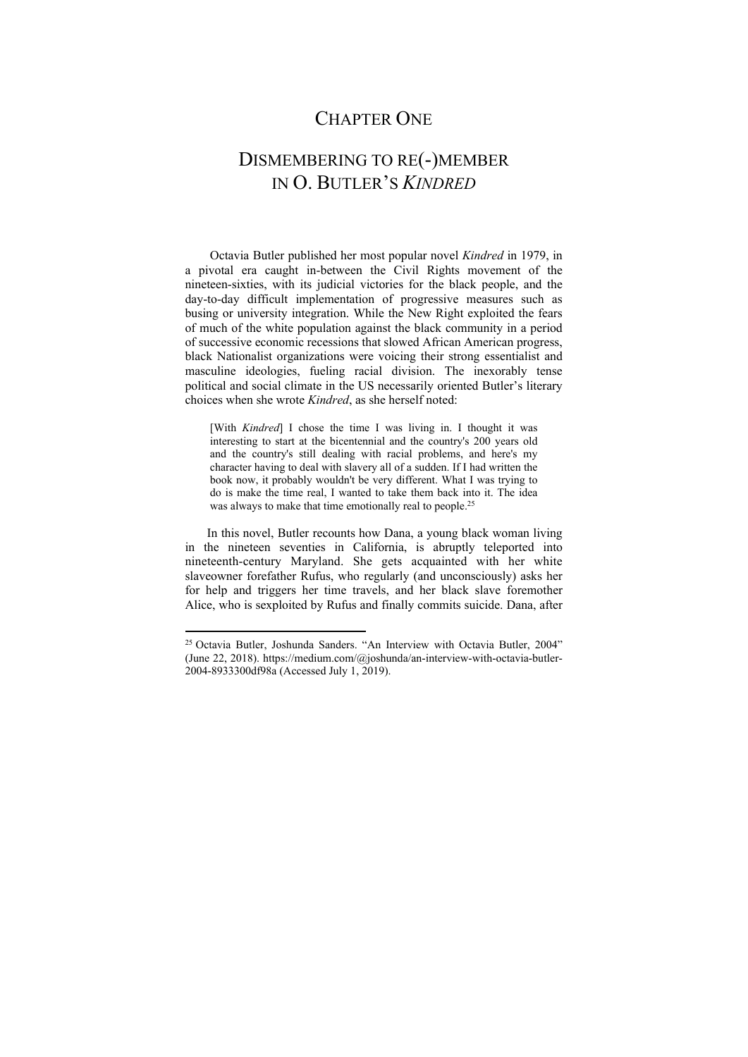# CHAPTER ONE

# DISMEMBERING TO RE(-)MEMBER IN O. BUTLER'S *KINDRED*

Octavia Butler published her most popular novel *Kindred* in 1979, in a pivotal era caught in-between the Civil Rights movement of the nineteen-sixties, with its judicial victories for the black people, and the day-to-day difficult implementation of progressive measures such as busing or university integration. While the New Right exploited the fears of much of the white population against the black community in a period of successive economic recessions that slowed African American progress, black Nationalist organizations were voicing their strong essentialist and masculine ideologies, fueling racial division. The inexorably tense political and social climate in the US necessarily oriented Butler's literary choices when she wrote *Kindred*, as she herself noted:

> [With *Kindred*] I chose the time I was living in. I thought it was interesting to start at the bicentennial and the country's 200 years old and the country's still dealing with racial problems, and here's my character having to deal with slavery all of a sudden. If I had written the book now, it probably wouldn't be very different. What I was trying to do is make the time real, I wanted to take them back into it. The idea was always to make that time emotionally real to people.[25]

In this novel, Butler recounts how Dana, a young black woman living in the nineteen seventies in California, is abruptly teleported into nineteenth-century Maryland. She gets acquainted with her white slaveowner forefather Rufus, who regularly (and unconsciously) asks her for help and triggers her time travels, and her black slave foremother Alice, who is sexploited by Rufus and finally commits suicide. Dana, after

---

[25] Octavia Butler, Joshunda Sanders. "An Interview with Octavia Butler, 2004" (June 22, 2018). https://medium.com/@joshunda/an-interview-with-octavia-butler-2004-8933300df98a (Accessed July 1, 2019).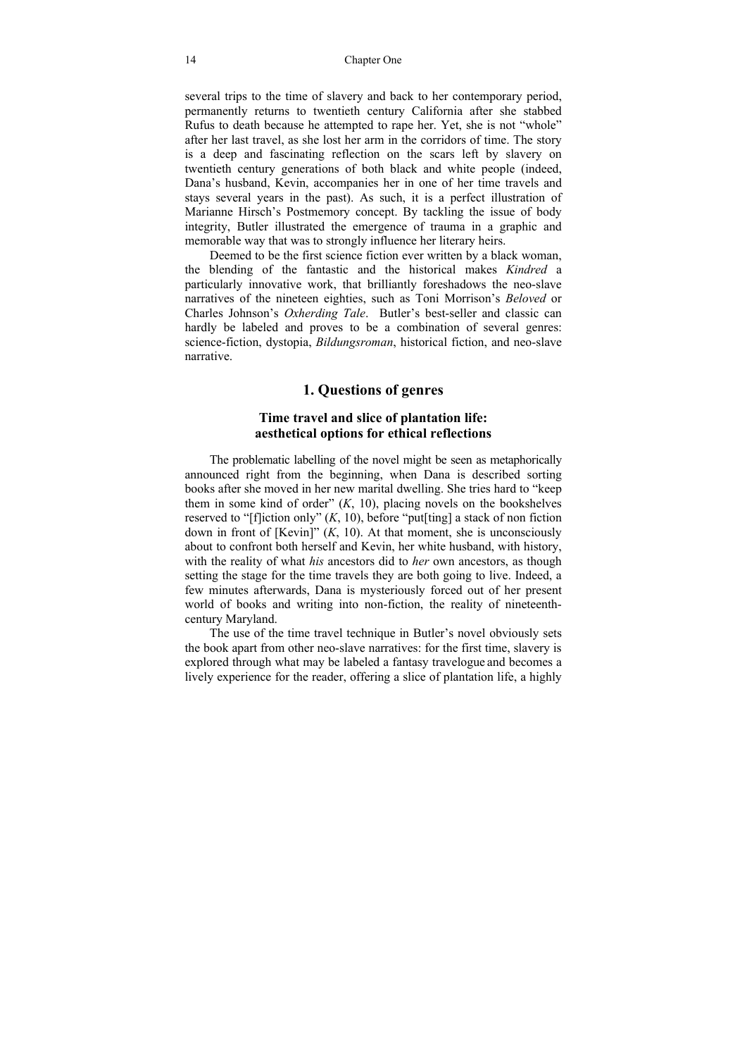several trips to the time of slavery and back to her contemporary period, permanently returns to twentieth century California after she stabbed Rufus to death because he attempted to rape her. Yet, she is not "whole" after her last travel, as she lost her arm in the corridors of time. The story is a deep and fascinating reflection on the scars left by slavery on twentieth century generations of both black and white people (indeed, Dana's husband, Kevin, accompanies her in one of her time travels and stays several years in the past). As such, it is a perfect illustration of Marianne Hirsch's Postmemory concept. By tackling the issue of body integrity, Butler illustrated the emergence of trauma in a graphic and memorable way that was to strongly influence her literary heirs.

Deemed to be the first science fiction ever written by a black woman, the blending of the fantastic and the historical makes *Kindred* a particularly innovative work, that brilliantly foreshadows the neo-slave narratives of the nineteen eighties, such as Toni Morrison's *Beloved* or Charles Johnson's *Oxherding Tale*. Butler's best-seller and classic can hardly be labeled and proves to be a combination of several genres: science-fiction, dystopia, *Bildungsroman*, historical fiction, and neo-slave narrative.

## 1. Questions of genres

### Time travel and slice of plantation life: aesthetical options for ethical reflections

The problematic labelling of the novel might be seen as metaphorically announced right from the beginning, when Dana is described sorting books after she moved in her new marital dwelling. She tries hard to "keep them in some kind of order" (*K*, 10), placing novels on the bookshelves reserved to "[f]iction only" (*K*, 10), before "put[ting] a stack of non fiction down in front of [Kevin]" (*K*, 10). At that moment, she is unconsciously about to confront both herself and Kevin, her white husband, with history, with the reality of what *his* ancestors did to *her* own ancestors, as though setting the stage for the time travels they are both going to live. Indeed, a few minutes afterwards, Dana is mysteriously forced out of her present world of books and writing into non-fiction, the reality of nineteenth-century Maryland.

The use of the time travel technique in Butler's novel obviously sets the book apart from other neo-slave narratives: for the first time, slavery is explored through what may be labeled a fantasy travelogue and becomes a lively experience for the reader, offering a slice of plantation life, a highly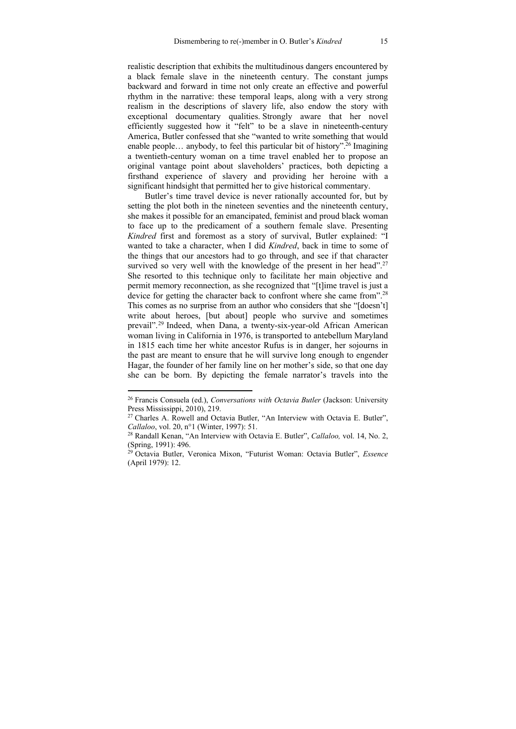realistic description that exhibits the multitudinous dangers encountered by a black female slave in the nineteenth century. The constant jumps backward and forward in time not only create an effective and powerful rhythm in the narrative: these temporal leaps, along with a very strong realism in the descriptions of slavery life, also endow the story with exceptional documentary qualities. Strongly aware that her novel efficiently suggested how it "felt" to be a slave in nineteenth-century America, Butler confessed that she "wanted to write something that would enable people… anybody, to feel this particular bit of history".[26] Imagining a twentieth-century woman on a time travel enabled her to propose an original vantage point about slaveholders' practices, both depicting a firsthand experience of slavery and providing her heroine with a significant hindsight that permitted her to give historical commentary.

Butler's time travel device is never rationally accounted for, but by setting the plot both in the nineteen seventies and the nineteenth century, she makes it possible for an emancipated, feminist and proud black woman to face up to the predicament of a southern female slave. Presenting *Kindred* first and foremost as a story of survival, Butler explained: "I wanted to take a character, when I did *Kindred*, back in time to some of the things that our ancestors had to go through, and see if that character survived so very well with the knowledge of the present in her head".[27] She resorted to this technique only to facilitate her main objective and permit memory reconnection, as she recognized that "[t]ime travel is just a device for getting the character back to confront where she came from".[28] This comes as no surprise from an author who considers that she "[doesn't] write about heroes, [but about] people who survive and sometimes prevail".[29] Indeed, when Dana, a twenty-six-year-old African American woman living in California in 1976, is transported to antebellum Maryland in 1815 each time her white ancestor Rufus is in danger, her sojourns in the past are meant to ensure that he will survive long enough to engender Hagar, the founder of her family line on her mother's side, so that one day she can be born. By depicting the female narrator's travels into the

---

[26] Francis Consuela (ed.), *Conversations with Octavia Butler* (Jackson: University Press Mississippi, 2010), 219.

[27] Charles A. Rowell and Octavia Butler, "An Interview with Octavia E. Butler", *Callaloo*, vol. 20, n°1 (Winter, 1997): 51.

[28] Randall Kenan, "An Interview with Octavia E. Butler", *Callaloo,* vol. 14, No. 2, (Spring, 1991): 496.

[29] Octavia Butler, Veronica Mixon, "Futurist Woman: Octavia Butler", *Essence* (April 1979): 12.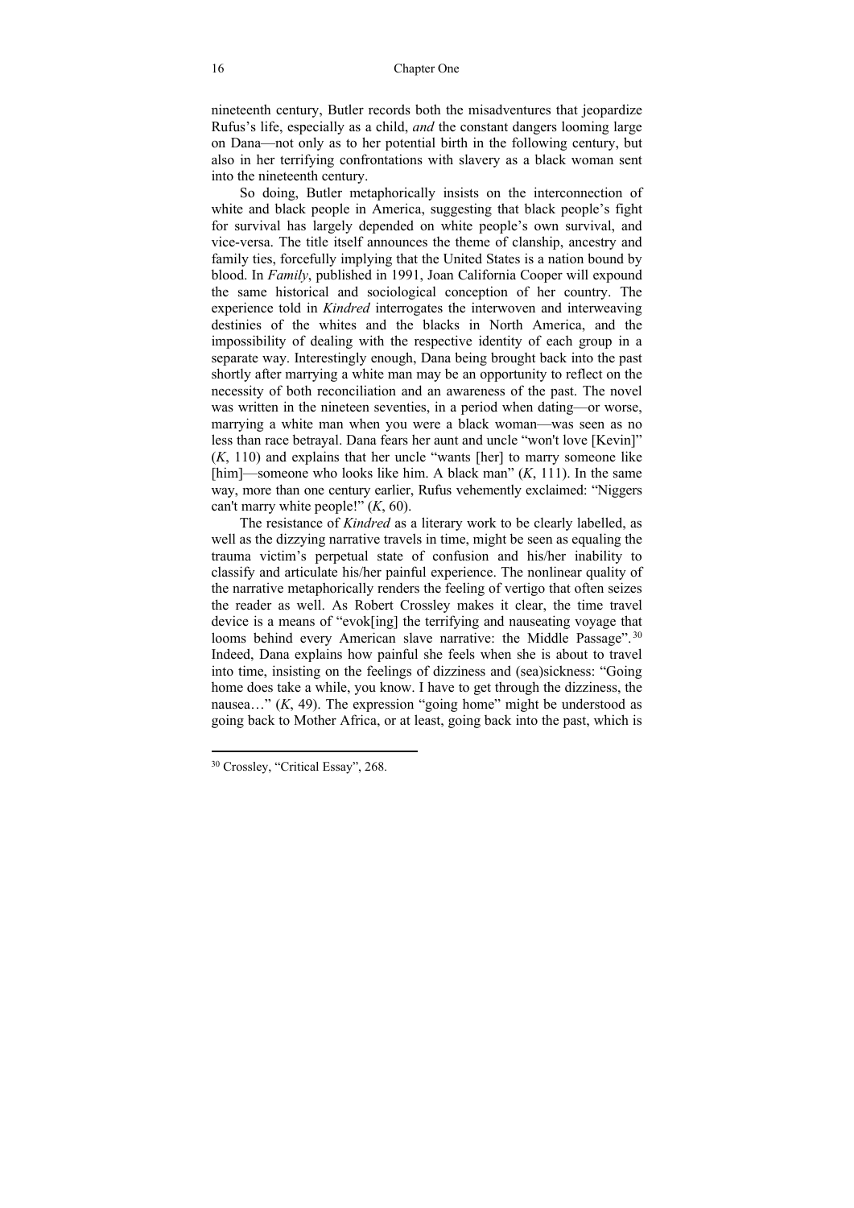nineteenth century, Butler records both the misadventures that jeopardize Rufus's life, especially as a child, *and* the constant dangers looming large on Dana—not only as to her potential birth in the following century, but also in her terrifying confrontations with slavery as a black woman sent into the nineteenth century.

So doing, Butler metaphorically insists on the interconnection of white and black people in America, suggesting that black people's fight for survival has largely depended on white people's own survival, and vice-versa. The title itself announces the theme of clanship, ancestry and family ties, forcefully implying that the United States is a nation bound by blood. In *Family*, published in 1991, Joan California Cooper will expound the same historical and sociological conception of her country. The experience told in *Kindred* interrogates the interwoven and interweaving destinies of the whites and the blacks in North America, and the impossibility of dealing with the respective identity of each group in a separate way. Interestingly enough, Dana being brought back into the past shortly after marrying a white man may be an opportunity to reflect on the necessity of both reconciliation and an awareness of the past. The novel was written in the nineteen seventies, in a period when dating—or worse, marrying a white man when you were a black woman—was seen as no less than race betrayal. Dana fears her aunt and uncle "won't love [Kevin]" (*K*, 110) and explains that her uncle "wants [her] to marry someone like [him]—someone who looks like him. A black man" (*K*, 111). In the same way, more than one century earlier, Rufus vehemently exclaimed: "Niggers can't marry white people!" (*K*, 60).

The resistance of *Kindred* as a literary work to be clearly labelled, as well as the dizzying narrative travels in time, might be seen as equaling the trauma victim's perpetual state of confusion and his/her inability to classify and articulate his/her painful experience. The nonlinear quality of the narrative metaphorically renders the feeling of vertigo that often seizes the reader as well. As Robert Crossley makes it clear, the time travel device is a means of "evok[ing] the terrifying and nauseating voyage that looms behind every American slave narrative: the Middle Passage".[30] Indeed, Dana explains how painful she feels when she is about to travel into time, insisting on the feelings of dizziness and (sea)sickness: "Going home does take a while, you know. I have to get through the dizziness, the nausea…" (*K*, 49). The expression "going home" might be understood as going back to Mother Africa, or at least, going back into the past, which is

---

[30] Crossley, "Critical Essay", 268.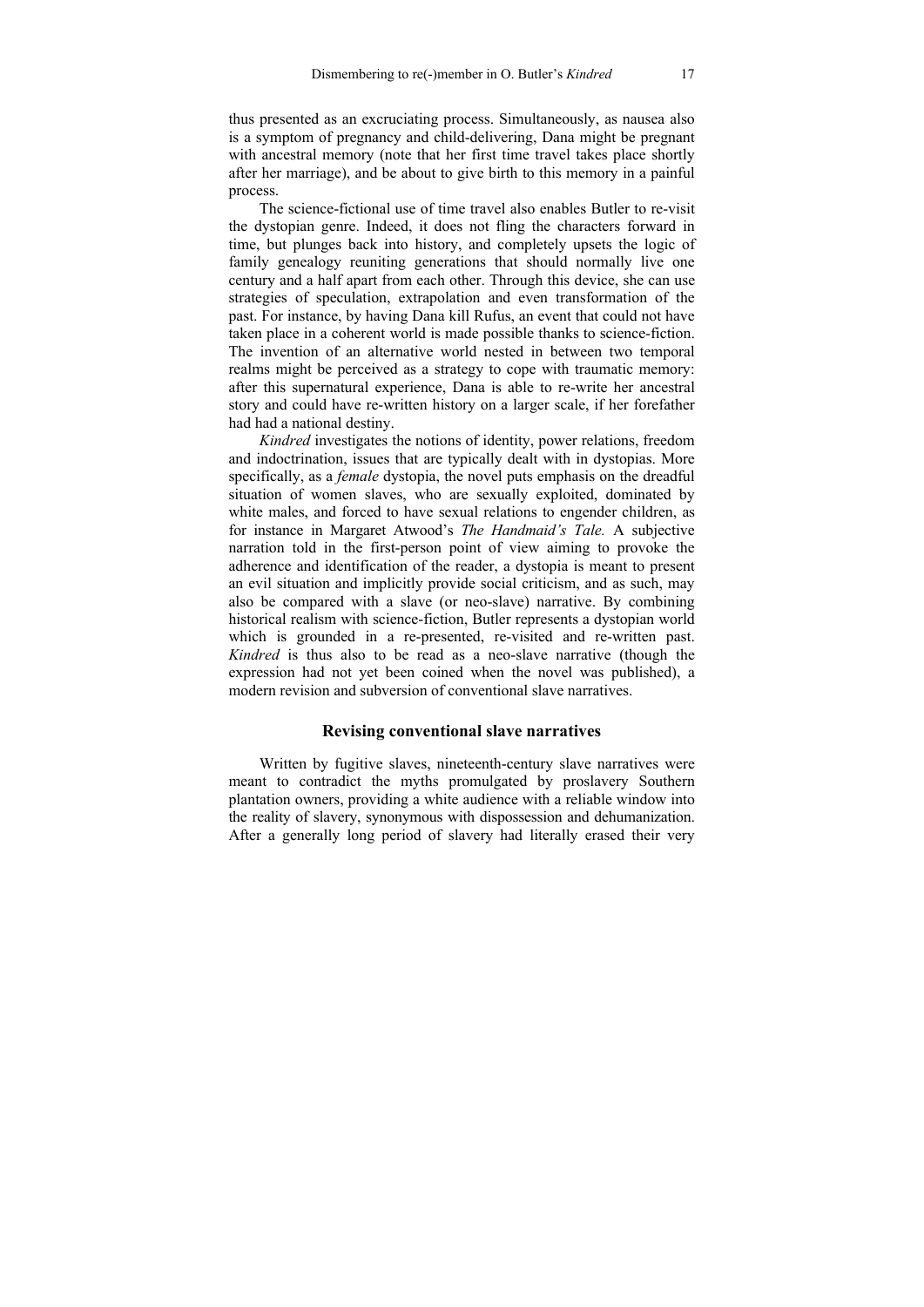thus presented as an excruciating process. Simultaneously, as nausea also is a symptom of pregnancy and child-delivering, Dana might be pregnant with ancestral memory (note that her first time travel takes place shortly after her marriage), and be about to give birth to this memory in a painful process.

The science-fictional use of time travel also enables Butler to re-visit the dystopian genre. Indeed, it does not fling the characters forward in time, but plunges back into history, and completely upsets the logic of family genealogy reuniting generations that should normally live one century and a half apart from each other. Through this device, she can use strategies of speculation, extrapolation and even transformation of the past. For instance, by having Dana kill Rufus, an event that could not have taken place in a coherent world is made possible thanks to science-fiction. The invention of an alternative world nested in between two temporal realms might be perceived as a strategy to cope with traumatic memory: after this supernatural experience, Dana is able to re-write her ancestral story and could have re-written history on a larger scale, if her forefather had had a national destiny.

*Kindred* investigates the notions of identity, power relations, freedom and indoctrination, issues that are typically dealt with in dystopias. More specifically, as a *female* dystopia, the novel puts emphasis on the dreadful situation of women slaves, who are sexually exploited, dominated by white males, and forced to have sexual relations to engender children, as for instance in Margaret Atwood's *The Handmaid's Tale.* A subjective narration told in the first-person point of view aiming to provoke the adherence and identification of the reader, a dystopia is meant to present an evil situation and implicitly provide social criticism, and as such, may also be compared with a slave (or neo-slave) narrative. By combining historical realism with science-fiction, Butler represents a dystopian world which is grounded in a re-presented, re-visited and re-written past. *Kindred* is thus also to be read as a neo-slave narrative (though the expression had not yet been coined when the novel was published), a modern revision and subversion of conventional slave narratives.

## Revising conventional slave narratives

Written by fugitive slaves, nineteenth-century slave narratives were meant to contradict the myths promulgated by proslavery Southern plantation owners, providing a white audience with a reliable window into the reality of slavery, synonymous with dispossession and dehumanization. After a generally long period of slavery had literally erased their very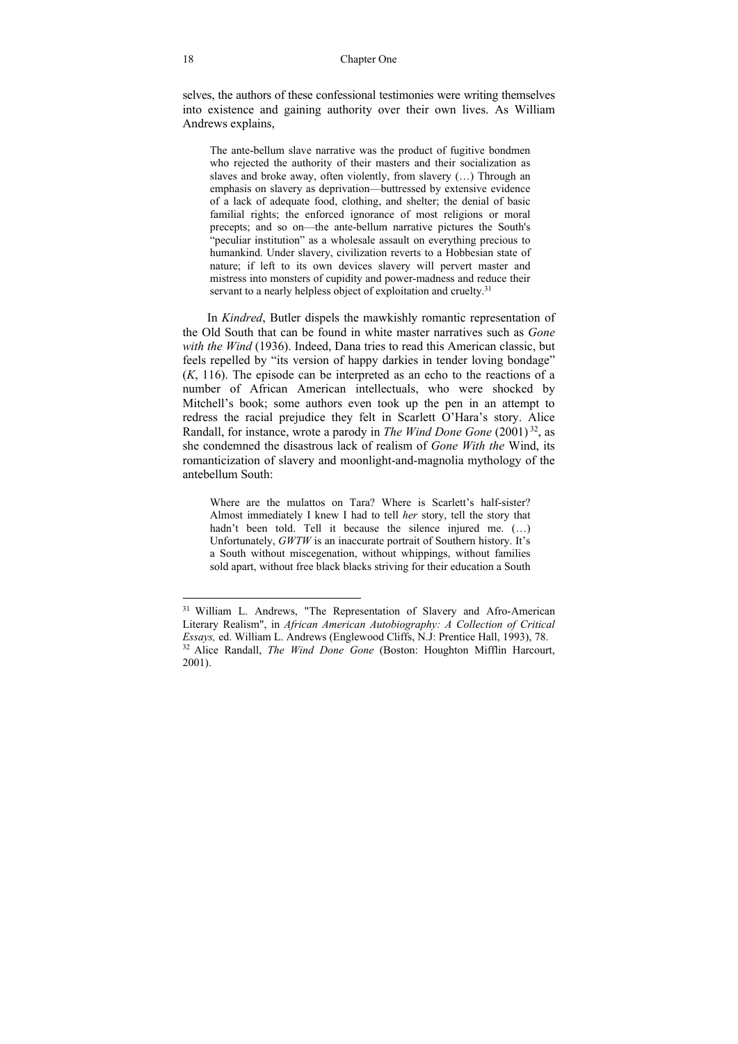selves, the authors of these confessional testimonies were writing themselves into existence and gaining authority over their own lives. As William Andrews explains,

> The ante-bellum slave narrative was the product of fugitive bondmen who rejected the authority of their masters and their socialization as slaves and broke away, often violently, from slavery (…) Through an emphasis on slavery as deprivation—buttressed by extensive evidence of a lack of adequate food, clothing, and shelter; the denial of basic familial rights; the enforced ignorance of most religions or moral precepts; and so on—the ante-bellum narrative pictures the South's "peculiar institution" as a wholesale assault on everything precious to humankind. Under slavery, civilization reverts to a Hobbesian state of nature; if left to its own devices slavery will pervert master and mistress into monsters of cupidity and power-madness and reduce their servant to a nearly helpless object of exploitation and cruelty.[31]

In *Kindred*, Butler dispels the mawkishly romantic representation of the Old South that can be found in white master narratives such as *Gone with the Wind* (1936). Indeed, Dana tries to read this American classic, but feels repelled by "its version of happy darkies in tender loving bondage" (*K*, 116). The episode can be interpreted as an echo to the reactions of a number of African American intellectuals, who were shocked by Mitchell's book; some authors even took up the pen in an attempt to redress the racial prejudice they felt in Scarlett O'Hara's story. Alice Randall, for instance, wrote a parody in *The Wind Done Gone* (2001)[32], as she condemned the disastrous lack of realism of *Gone With the* Wind, its romanticization of slavery and moonlight-and-magnolia mythology of the antebellum South:

> Where are the mulattos on Tara? Where is Scarlett's half-sister? Almost immediately I knew I had to tell *her* story, tell the story that hadn't been told. Tell it because the silence injured me. (…) Unfortunately, *GWTW* is an inaccurate portrait of Southern history. It's a South without miscegenation, without whippings, without families sold apart, without free black blacks striving for their education a South

---

[31] William L. Andrews, "The Representation of Slavery and Afro-American Literary Realism", in *African American Autobiography: A Collection of Critical Essays,* ed. William L. Andrews (Englewood Cliffs, N.J: Prentice Hall, 1993), 78.

[32] Alice Randall, *The Wind Done Gone* (Boston: Houghton Mifflin Harcourt, 2001).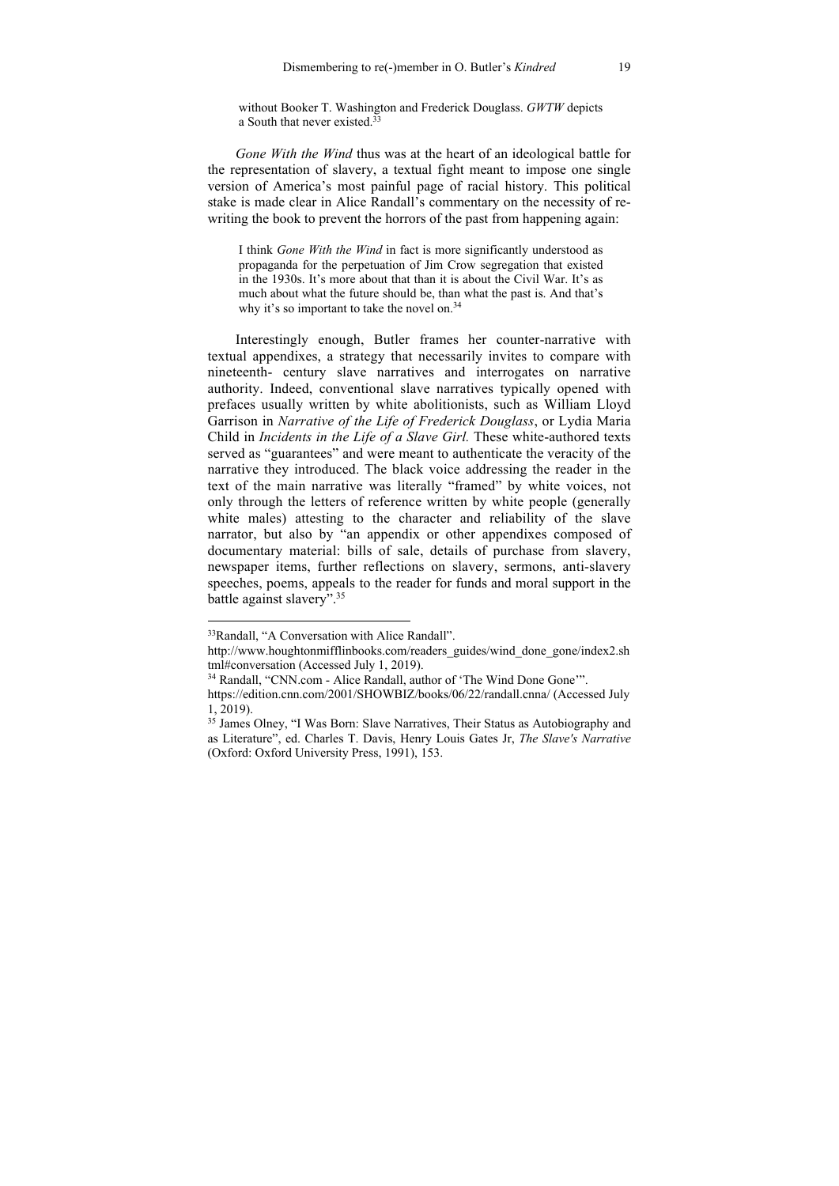> without Booker T. Washington and Frederick Douglass. *GWTW* depicts a South that never existed.[33]

*Gone With the Wind* thus was at the heart of an ideological battle for the representation of slavery, a textual fight meant to impose one single version of America's most painful page of racial history. This political stake is made clear in Alice Randall's commentary on the necessity of re-writing the book to prevent the horrors of the past from happening again:

> I think *Gone With the Wind* in fact is more significantly understood as propaganda for the perpetuation of Jim Crow segregation that existed in the 1930s. It's more about that than it is about the Civil War. It's as much about what the future should be, than what the past is. And that's why it's so important to take the novel on.[34]

Interestingly enough, Butler frames her counter-narrative with textual appendixes, a strategy that necessarily invites to compare with nineteenth- century slave narratives and interrogates on narrative authority. Indeed, conventional slave narratives typically opened with prefaces usually written by white abolitionists, such as William Lloyd Garrison in *Narrative of the Life of Frederick Douglass*, or Lydia Maria Child in *Incidents in the Life of a Slave Girl.* These white-authored texts served as "guarantees" and were meant to authenticate the veracity of the narrative they introduced. The black voice addressing the reader in the text of the main narrative was literally "framed" by white voices, not only through the letters of reference written by white people (generally white males) attesting to the character and reliability of the slave narrator, but also by "an appendix or other appendixes composed of documentary material: bills of sale, details of purchase from slavery, newspaper items, further reflections on slavery, sermons, anti-slavery speeches, poems, appeals to the reader for funds and moral support in the battle against slavery".[35]

---

[33] Randall, "A Conversation with Alice Randall". http://www.houghtonmifflinbooks.com/readers_guides/wind_done_gone/index2.shtml#conversation (Accessed July 1, 2019).

[34] Randall, "CNN.com - Alice Randall, author of 'The Wind Done Gone'". https://edition.cnn.com/2001/SHOWBIZ/books/06/22/randall.cnna/ (Accessed July 1, 2019).

[35] James Olney, "I Was Born: Slave Narratives, Their Status as Autobiography and as Literature", ed. Charles T. Davis, Henry Louis Gates Jr, *The Slave's Narrative* (Oxford: Oxford University Press, 1991), 153.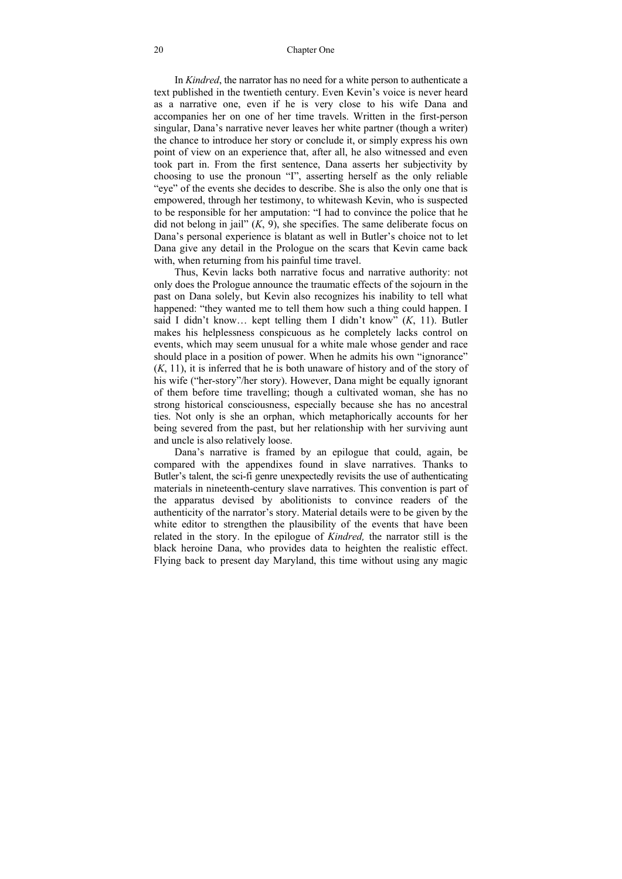In *Kindred*, the narrator has no need for a white person to authenticate a text published in the twentieth century. Even Kevin's voice is never heard as a narrative one, even if he is very close to his wife Dana and accompanies her on one of her time travels. Written in the first-person singular, Dana's narrative never leaves her white partner (though a writer) the chance to introduce her story or conclude it, or simply express his own point of view on an experience that, after all, he also witnessed and even took part in. From the first sentence, Dana asserts her subjectivity by choosing to use the pronoun "I", asserting herself as the only reliable "eye" of the events she decides to describe. She is also the only one that is empowered, through her testimony, to whitewash Kevin, who is suspected to be responsible for her amputation: "I had to convince the police that he did not belong in jail" (*K*, 9), she specifies. The same deliberate focus on Dana's personal experience is blatant as well in Butler's choice not to let Dana give any detail in the Prologue on the scars that Kevin came back with, when returning from his painful time travel.

Thus, Kevin lacks both narrative focus and narrative authority: not only does the Prologue announce the traumatic effects of the sojourn in the past on Dana solely, but Kevin also recognizes his inability to tell what happened: "they wanted me to tell them how such a thing could happen. I said I didn't know… kept telling them I didn't know" (*K*, 11). Butler makes his helplessness conspicuous as he completely lacks control on events, which may seem unusual for a white male whose gender and race should place in a position of power. When he admits his own "ignorance" (*K*, 11), it is inferred that he is both unaware of history and of the story of his wife ("her-story"/her story). However, Dana might be equally ignorant of them before time travelling; though a cultivated woman, she has no strong historical consciousness, especially because she has no ancestral ties. Not only is she an orphan, which metaphorically accounts for her being severed from the past, but her relationship with her surviving aunt and uncle is also relatively loose.

Dana's narrative is framed by an epilogue that could, again, be compared with the appendixes found in slave narratives. Thanks to Butler's talent, the sci-fi genre unexpectedly revisits the use of authenticating materials in nineteenth-century slave narratives. This convention is part of the apparatus devised by abolitionists to convince readers of the authenticity of the narrator's story. Material details were to be given by the white editor to strengthen the plausibility of the events that have been related in the story. In the epilogue of *Kindred,* the narrator still is the black heroine Dana, who provides data to heighten the realistic effect. Flying back to present day Maryland, this time without using any magic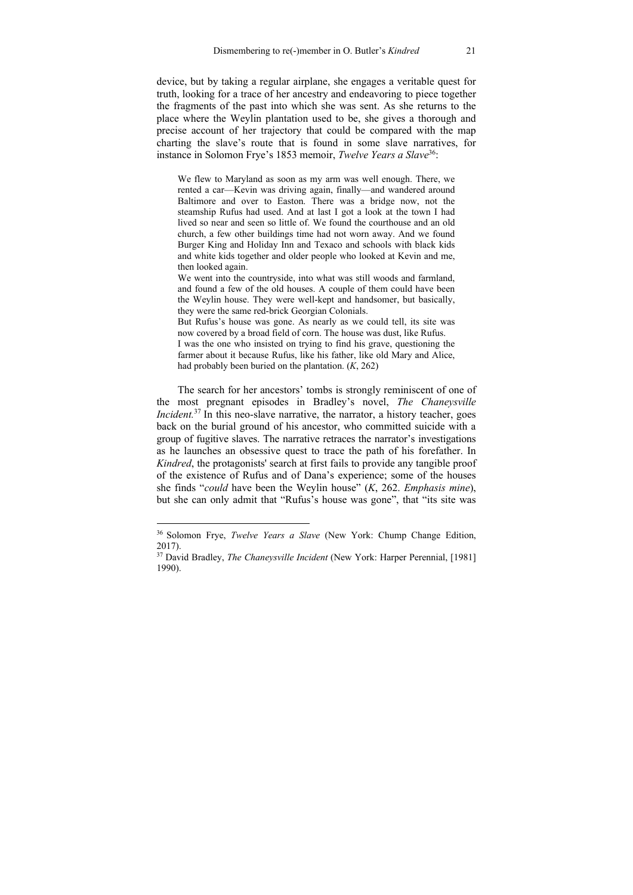device, but by taking a regular airplane, she engages a veritable quest for truth, looking for a trace of her ancestry and endeavoring to piece together the fragments of the past into which she was sent. As she returns to the place where the Weylin plantation used to be, she gives a thorough and precise account of her trajectory that could be compared with the map charting the slave's route that is found in some slave narratives, for instance in Solomon Frye's 1853 memoir, *Twelve Years a Slave*[36]:

> We flew to Maryland as soon as my arm was well enough. There, we rented a car—Kevin was driving again, finally—and wandered around Baltimore and over to Easton. There was a bridge now, not the steamship Rufus had used. And at last I got a look at the town I had lived so near and seen so little of. We found the courthouse and an old church, a few other buildings time had not worn away. And we found Burger King and Holiday Inn and Texaco and schools with black kids and white kids together and older people who looked at Kevin and me, then looked again.
>
> We went into the countryside, into what was still woods and farmland, and found a few of the old houses. A couple of them could have been the Weylin house. They were well-kept and handsomer, but basically, they were the same red-brick Georgian Colonials.
>
> But Rufus's house was gone. As nearly as we could tell, its site was now covered by a broad field of corn. The house was dust, like Rufus.
>
> I was the one who insisted on trying to find his grave, questioning the farmer about it because Rufus, like his father, like old Mary and Alice, had probably been buried on the plantation. (*K*, 262)

The search for her ancestors' tombs is strongly reminiscent of one of the most pregnant episodes in Bradley's novel, *The Chaneysville Incident.*[37] In this neo-slave narrative, the narrator, a history teacher, goes back on the burial ground of his ancestor, who committed suicide with a group of fugitive slaves. The narrative retraces the narrator's investigations as he launches an obsessive quest to trace the path of his forefather. In *Kindred*, the protagonists' search at first fails to provide any tangible proof of the existence of Rufus and of Dana's experience; some of the houses she finds "*could* have been the Weylin house" (*K*, 262. *Emphasis mine*), but she can only admit that "Rufus's house was gone", that "its site was

---

[36] Solomon Frye, *Twelve Years a Slave* (New York: Chump Change Edition, 2017).

[37] David Bradley, *The Chaneysville Incident* (New York: Harper Perennial, [1981] 1990).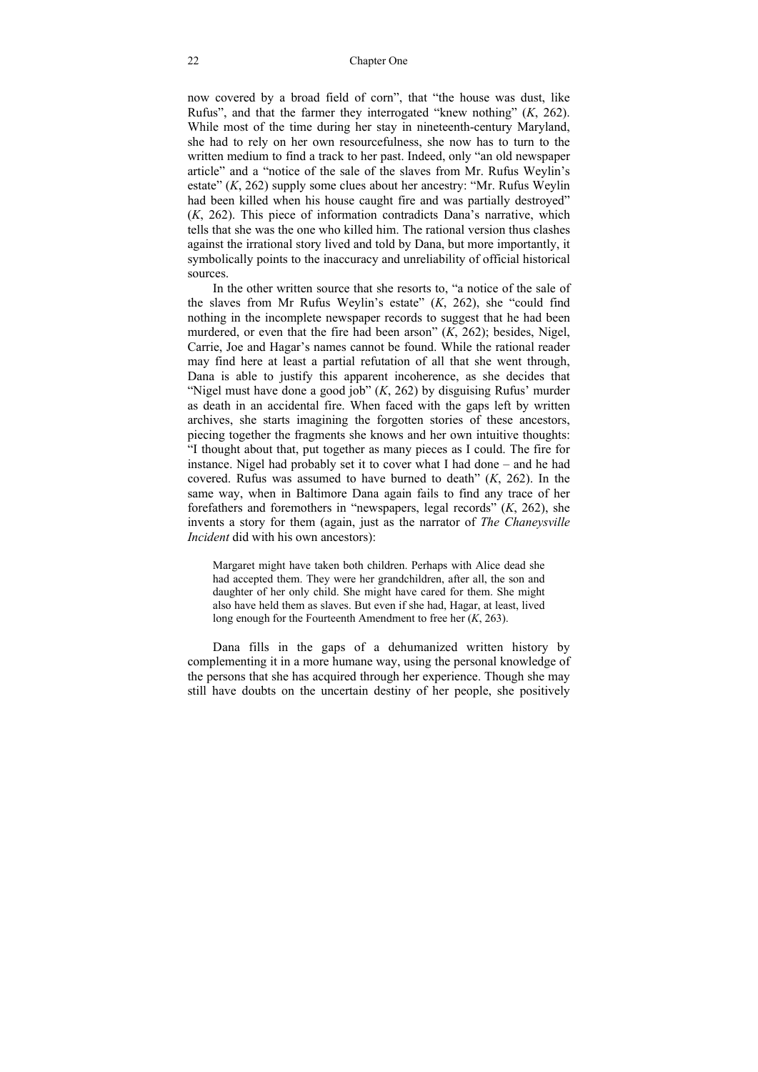now covered by a broad field of corn", that "the house was dust, like Rufus", and that the farmer they interrogated "knew nothing" (*K*, 262). While most of the time during her stay in nineteenth-century Maryland, she had to rely on her own resourcefulness, she now has to turn to the written medium to find a track to her past. Indeed, only "an old newspaper article" and a "notice of the sale of the slaves from Mr. Rufus Weylin's estate" (*K*, 262) supply some clues about her ancestry: "Mr. Rufus Weylin had been killed when his house caught fire and was partially destroyed" (*K*, 262). This piece of information contradicts Dana's narrative, which tells that she was the one who killed him. The rational version thus clashes against the irrational story lived and told by Dana, but more importantly, it symbolically points to the inaccuracy and unreliability of official historical sources.

In the other written source that she resorts to, "a notice of the sale of the slaves from Mr Rufus Weylin's estate" (*K*, 262), she "could find nothing in the incomplete newspaper records to suggest that he had been murdered, or even that the fire had been arson" (*K*, 262); besides, Nigel, Carrie, Joe and Hagar's names cannot be found. While the rational reader may find here at least a partial refutation of all that she went through, Dana is able to justify this apparent incoherence, as she decides that "Nigel must have done a good job" (*K*, 262) by disguising Rufus' murder as death in an accidental fire. When faced with the gaps left by written archives, she starts imagining the forgotten stories of these ancestors, piecing together the fragments she knows and her own intuitive thoughts: "I thought about that, put together as many pieces as I could. The fire for instance. Nigel had probably set it to cover what I had done – and he had covered. Rufus was assumed to have burned to death" (*K*, 262). In the same way, when in Baltimore Dana again fails to find any trace of her forefathers and foremothers in "newspapers, legal records" (*K*, 262), she invents a story for them (again, just as the narrator of *The Chaneysville Incident* did with his own ancestors):

> Margaret might have taken both children. Perhaps with Alice dead she had accepted them. They were her grandchildren, after all, the son and daughter of her only child. She might have cared for them. She might also have held them as slaves. But even if she had, Hagar, at least, lived long enough for the Fourteenth Amendment to free her (*K*, 263).

Dana fills in the gaps of a dehumanized written history by complementing it in a more humane way, using the personal knowledge of the persons that she has acquired through her experience. Though she may still have doubts on the uncertain destiny of her people, she positively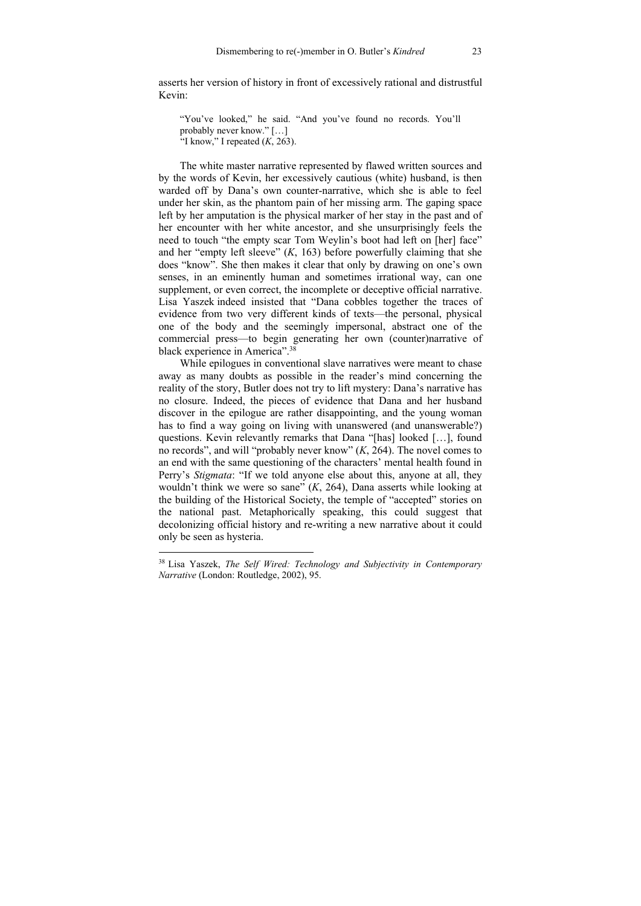asserts her version of history in front of excessively rational and distrustful Kevin:

> "You've looked," he said. "And you've found no records. You'll probably never know." […]
> "I know," I repeated (*K*, 263).

The white master narrative represented by flawed written sources and by the words of Kevin, her excessively cautious (white) husband, is then warded off by Dana's own counter-narrative, which she is able to feel under her skin, as the phantom pain of her missing arm. The gaping space left by her amputation is the physical marker of her stay in the past and of her encounter with her white ancestor, and she unsurprisingly feels the need to touch "the empty scar Tom Weylin's boot had left on [her] face" and her "empty left sleeve" (*K*, 163) before powerfully claiming that she does "know". She then makes it clear that only by drawing on one's own senses, in an eminently human and sometimes irrational way, can one supplement, or even correct, the incomplete or deceptive official narrative. Lisa Yaszek indeed insisted that "Dana cobbles together the traces of evidence from two very different kinds of texts—the personal, physical one of the body and the seemingly impersonal, abstract one of the commercial press—to begin generating her own (counter)narrative of black experience in America".[38]

While epilogues in conventional slave narratives were meant to chase away as many doubts as possible in the reader's mind concerning the reality of the story, Butler does not try to lift mystery: Dana's narrative has no closure. Indeed, the pieces of evidence that Dana and her husband discover in the epilogue are rather disappointing, and the young woman has to find a way going on living with unanswered (and unanswerable?) questions. Kevin relevantly remarks that Dana "[has] looked […], found no records", and will "probably never know" (*K*, 264). The novel comes to an end with the same questioning of the characters' mental health found in Perry's *Stigmata*: "If we told anyone else about this, anyone at all, they wouldn't think we were so sane" (*K*, 264), Dana asserts while looking at the building of the Historical Society, the temple of "accepted" stories on the national past. Metaphorically speaking, this could suggest that decolonizing official history and re-writing a new narrative about it could only be seen as hysteria.

---

[38] Lisa Yaszek, *The Self Wired: Technology and Subjectivity in Contemporary Narrative* (London: Routledge, 2002), 95.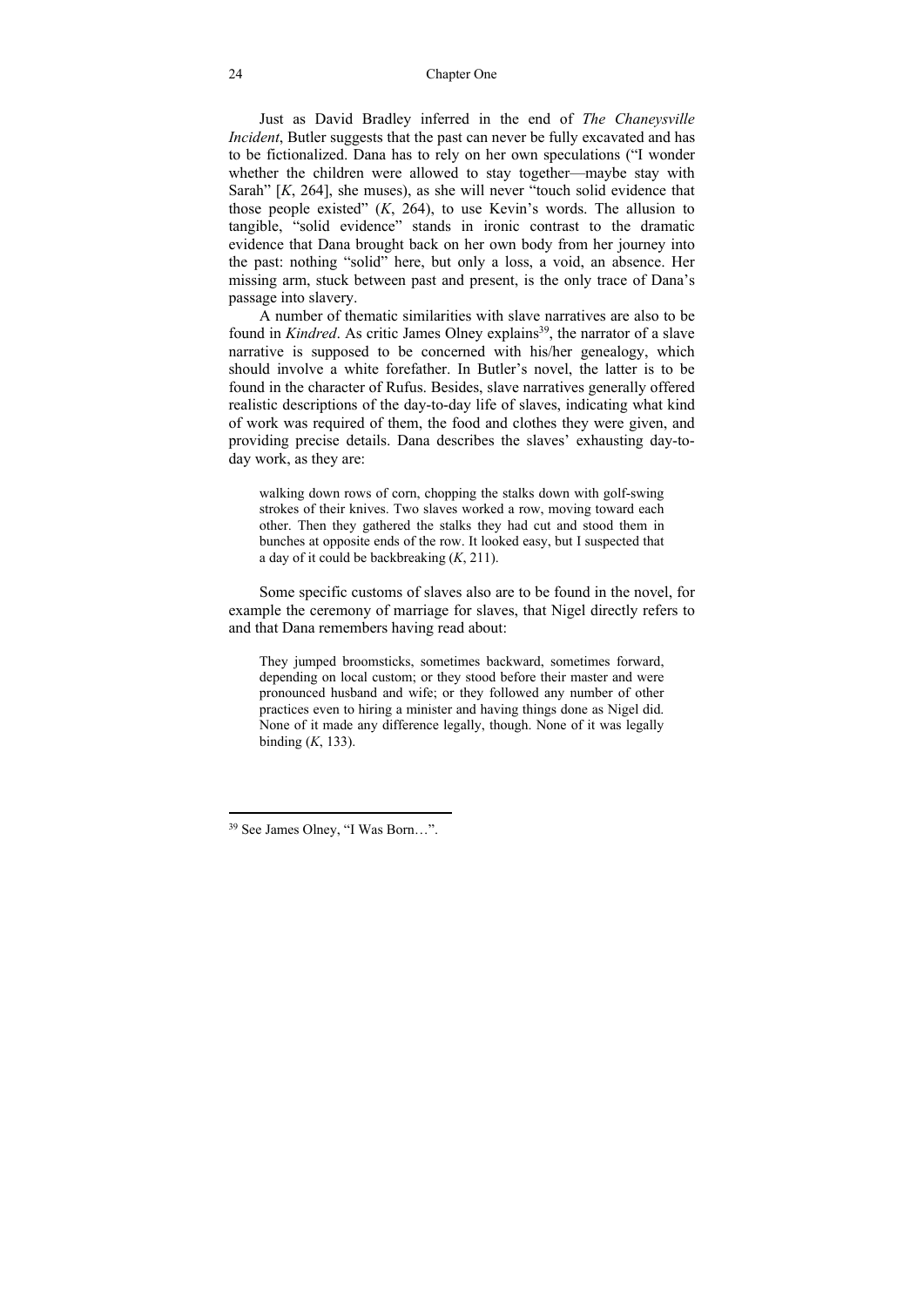Just as David Bradley inferred in the end of *The Chaneysville Incident*, Butler suggests that the past can never be fully excavated and has to be fictionalized. Dana has to rely on her own speculations ("I wonder whether the children were allowed to stay together—maybe stay with Sarah" [*K*, 264], she muses), as she will never "touch solid evidence that those people existed" (*K*, 264), to use Kevin's words. The allusion to tangible, "solid evidence" stands in ironic contrast to the dramatic evidence that Dana brought back on her own body from her journey into the past: nothing "solid" here, but only a loss, a void, an absence. Her missing arm, stuck between past and present, is the only trace of Dana's passage into slavery.

A number of thematic similarities with slave narratives are also to be found in *Kindred*. As critic James Olney explains[39], the narrator of a slave narrative is supposed to be concerned with his/her genealogy, which should involve a white forefather. In Butler's novel, the latter is to be found in the character of Rufus. Besides, slave narratives generally offered realistic descriptions of the day-to-day life of slaves, indicating what kind of work was required of them, the food and clothes they were given, and providing precise details. Dana describes the slaves' exhausting day-to-day work, as they are:

> walking down rows of corn, chopping the stalks down with golf-swing strokes of their knives. Two slaves worked a row, moving toward each other. Then they gathered the stalks they had cut and stood them in bunches at opposite ends of the row. It looked easy, but I suspected that a day of it could be backbreaking (*K*, 211).

Some specific customs of slaves also are to be found in the novel, for example the ceremony of marriage for slaves, that Nigel directly refers to and that Dana remembers having read about:

> They jumped broomsticks, sometimes backward, sometimes forward, depending on local custom; or they stood before their master and were pronounced husband and wife; or they followed any number of other practices even to hiring a minister and having things done as Nigel did. None of it made any difference legally, though. None of it was legally binding (*K*, 133).

---

[39] See James Olney, "I Was Born…".